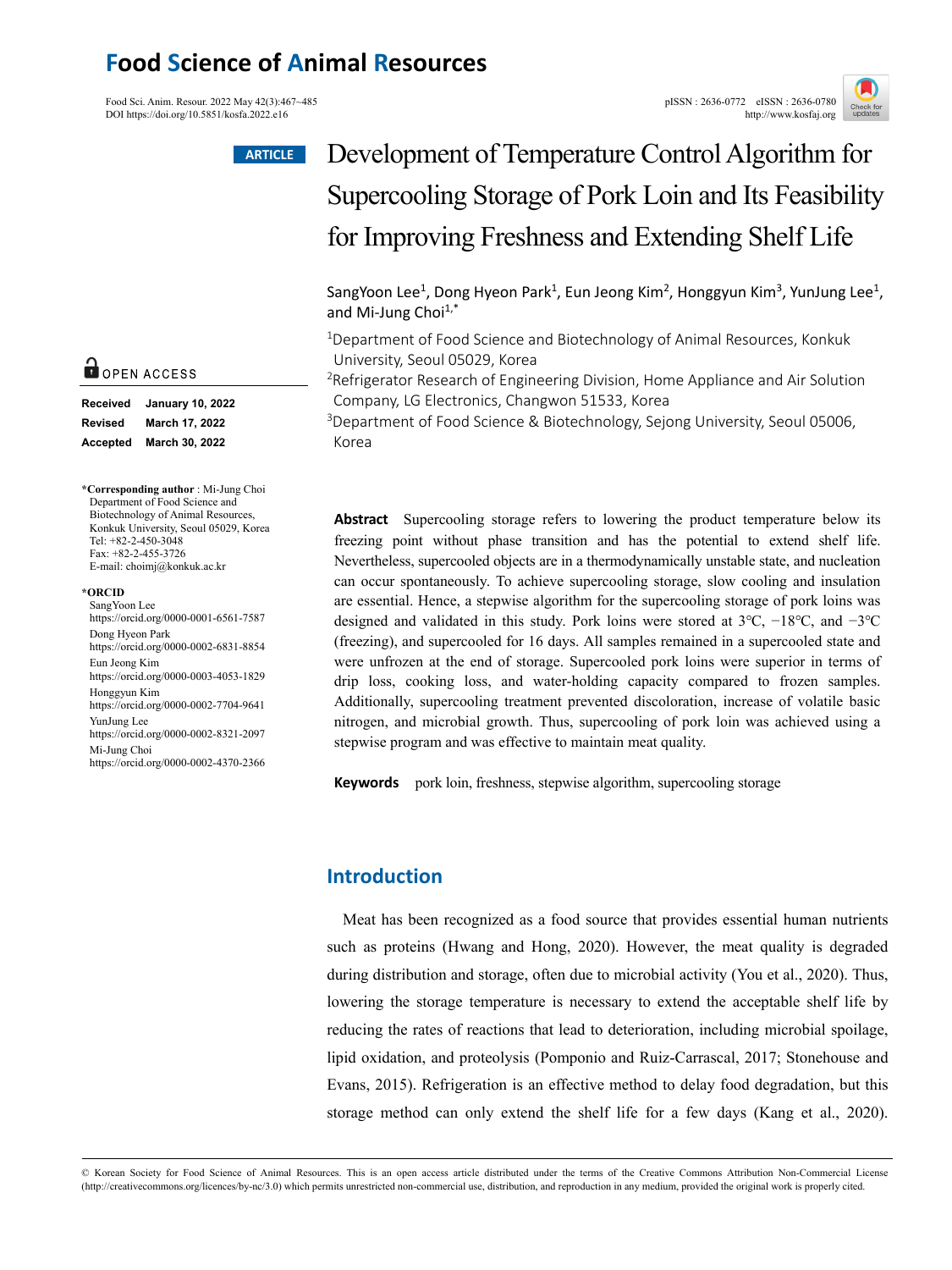**ARTICLE**

# Development of Temperature Control Algorithm for Supercooling Storage of Pork Loin and Its Feasibility for Improving Freshness and Extending Shelf Life

SangYoon Lee[1], Dong Hyeon Park[1], Eun Jeong Kim[2], Honggyun Kim[3], YunJung Lee[1], and Mi-Jung Choi[1,*]

[1]Department of Food Science and Biotechnology of Animal Resources, Konkuk University, Seoul 05029, Korea

[2]Refrigerator Research of Engineering Division, Home Appliance and Air Solution Company, LG Electronics, Changwon 51533, Korea

[3]Department of Food Science & Biotechnology, Sejong University, Seoul 05006, Korea

OPEN ACCESS

| | |
|---|---|
| **Received** | **January 10, 2022** |
| **Revised** | **March 17, 2022** |
| **Accepted** | **March 30, 2022** |

**\*Corresponding author** : Mi-Jung Choi
Department of Food Science and Biotechnology of Animal Resources, Konkuk University, Seoul 05029, Korea
Tel: +82-2-450-3048
Fax: +82-2-455-3726
E-mail: choimj@konkuk.ac.kr

**\*ORCID**
SangYoon Lee
https://orcid.org/0000-0001-6561-7587
Dong Hyeon Park
https://orcid.org/0000-0002-6831-8854
Eun Jeong Kim
https://orcid.org/0000-0003-4053-1829
Honggyun Kim
https://orcid.org/0000-0002-7704-9641
YunJung Lee
https://orcid.org/0000-0002-8321-2097
Mi-Jung Choi
https://orcid.org/0000-0002-4370-2366

**Abstract** Supercooling storage refers to lowering the product temperature below its freezing point without phase transition and has the potential to extend shelf life. Nevertheless, supercooled objects are in a thermodynamically unstable state, and nucleation can occur spontaneously. To achieve supercooling storage, slow cooling and insulation are essential. Hence, a stepwise algorithm for the supercooling storage of pork loins was designed and validated in this study. Pork loins were stored at 3℃, −18℃, and −3℃ (freezing), and supercooled for 16 days. All samples remained in a supercooled state and were unfrozen at the end of storage. Supercooled pork loins were superior in terms of drip loss, cooking loss, and water-holding capacity compared to frozen samples. Additionally, supercooling treatment prevented discoloration, increase of volatile basic nitrogen, and microbial growth. Thus, supercooling of pork loin was achieved using a stepwise program and was effective to maintain meat quality.

**Keywords** pork loin, freshness, stepwise algorithm, supercooling storage

## Introduction

Meat has been recognized as a food source that provides essential human nutrients such as proteins (Hwang and Hong, 2020). However, the meat quality is degraded during distribution and storage, often due to microbial activity (You et al., 2020). Thus, lowering the storage temperature is necessary to extend the acceptable shelf life by reducing the rates of reactions that lead to deterioration, including microbial spoilage, lipid oxidation, and proteolysis (Pomponio and Ruiz-Carrascal, 2017; Stonehouse and Evans, 2015). Refrigeration is an effective method to delay food degradation, but this storage method can only extend the shelf life for a few days (Kang et al., 2020).

© Korean Society for Food Science of Animal Resources. This is an open access article distributed under the terms of the Creative Commons Attribution Non-Commercial License (http://creativecommons.org/licences/by-nc/3.0) which permits unrestricted non-commercial use, distribution, and reproduction in any medium, provided the original work is properly cited.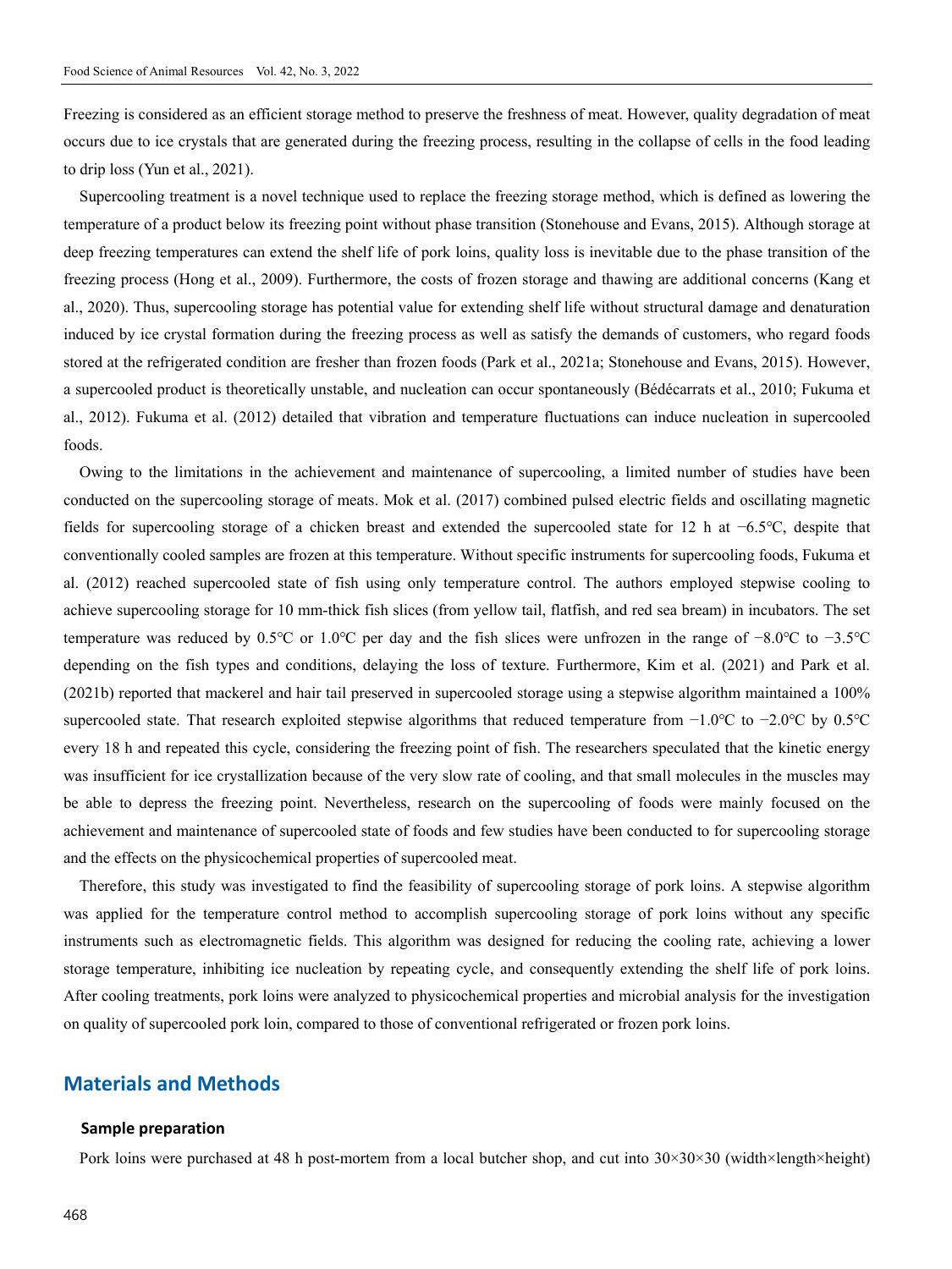Freezing is considered as an efficient storage method to preserve the freshness of meat. However, quality degradation of meat occurs due to ice crystals that are generated during the freezing process, resulting in the collapse of cells in the food leading to drip loss (Yun et al., 2021).

Supercooling treatment is a novel technique used to replace the freezing storage method, which is defined as lowering the temperature of a product below its freezing point without phase transition (Stonehouse and Evans, 2015). Although storage at deep freezing temperatures can extend the shelf life of pork loins, quality loss is inevitable due to the phase transition of the freezing process (Hong et al., 2009). Furthermore, the costs of frozen storage and thawing are additional concerns (Kang et al., 2020). Thus, supercooling storage has potential value for extending shelf life without structural damage and denaturation induced by ice crystal formation during the freezing process as well as satisfy the demands of customers, who regard foods stored at the refrigerated condition are fresher than frozen foods (Park et al., 2021a; Stonehouse and Evans, 2015). However, a supercooled product is theoretically unstable, and nucleation can occur spontaneously (Bédécarrats et al., 2010; Fukuma et al., 2012). Fukuma et al. (2012) detailed that vibration and temperature fluctuations can induce nucleation in supercooled foods.

Owing to the limitations in the achievement and maintenance of supercooling, a limited number of studies have been conducted on the supercooling storage of meats. Mok et al. (2017) combined pulsed electric fields and oscillating magnetic fields for supercooling storage of a chicken breast and extended the supercooled state for 12 h at −6.5℃, despite that conventionally cooled samples are frozen at this temperature. Without specific instruments for supercooling foods, Fukuma et al. (2012) reached supercooled state of fish using only temperature control. The authors employed stepwise cooling to achieve supercooling storage for 10 mm-thick fish slices (from yellow tail, flatfish, and red sea bream) in incubators. The set temperature was reduced by 0.5℃ or 1.0℃ per day and the fish slices were unfrozen in the range of −8.0℃ to −3.5℃ depending on the fish types and conditions, delaying the loss of texture. Furthermore, Kim et al. (2021) and Park et al. (2021b) reported that mackerel and hair tail preserved in supercooled storage using a stepwise algorithm maintained a 100% supercooled state. That research exploited stepwise algorithms that reduced temperature from −1.0℃ to −2.0℃ by 0.5℃ every 18 h and repeated this cycle, considering the freezing point of fish. The researchers speculated that the kinetic energy was insufficient for ice crystallization because of the very slow rate of cooling, and that small molecules in the muscles may be able to depress the freezing point. Nevertheless, research on the supercooling of foods were mainly focused on the achievement and maintenance of supercooled state of foods and few studies have been conducted to for supercooling storage and the effects on the physicochemical properties of supercooled meat.

Therefore, this study was investigated to find the feasibility of supercooling storage of pork loins. A stepwise algorithm was applied for the temperature control method to accomplish supercooling storage of pork loins without any specific instruments such as electromagnetic fields. This algorithm was designed for reducing the cooling rate, achieving a lower storage temperature, inhibiting ice nucleation by repeating cycle, and consequently extending the shelf life of pork loins. After cooling treatments, pork loins were analyzed to physicochemical properties and microbial analysis for the investigation on quality of supercooled pork loin, compared to those of conventional refrigerated or frozen pork loins.

## Materials and Methods

### Sample preparation

Pork loins were purchased at 48 h post-mortem from a local butcher shop, and cut into 30×30×30 (width×length×height)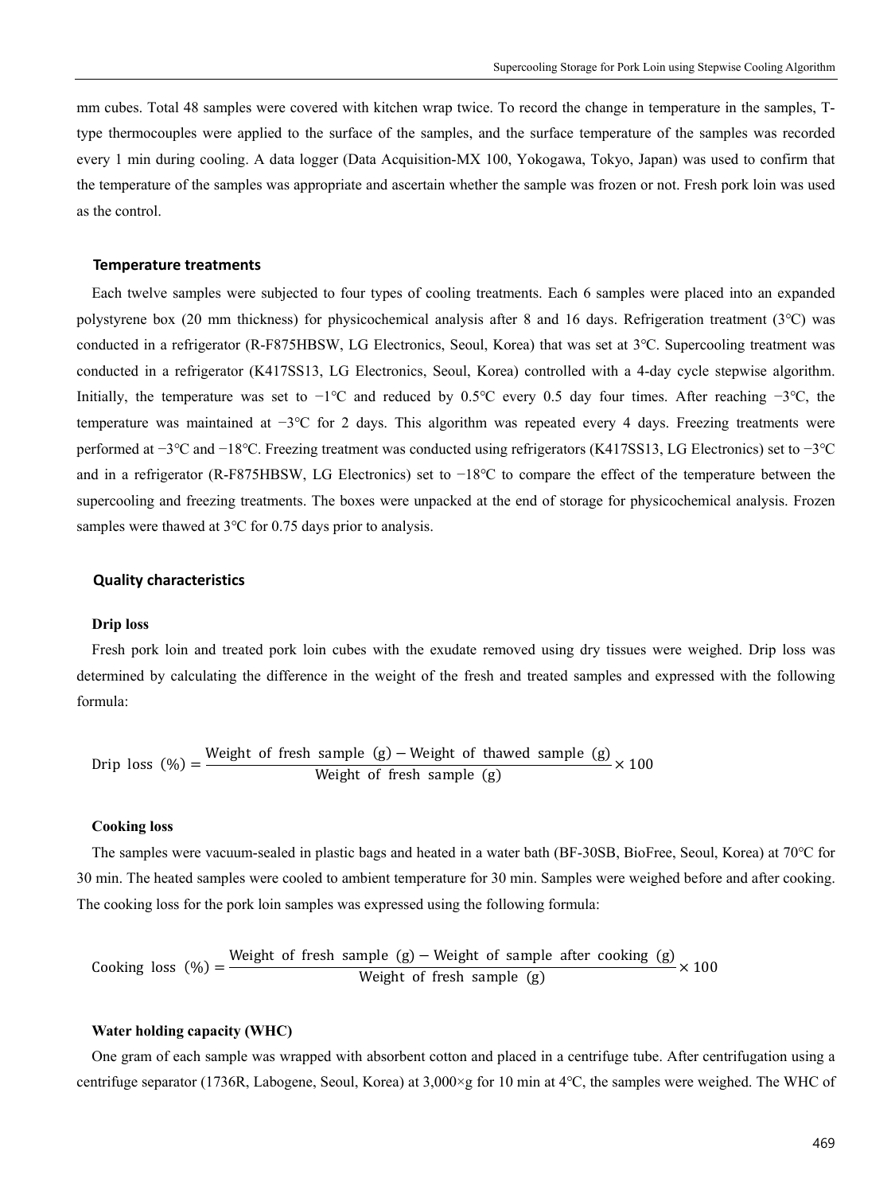mm cubes. Total 48 samples were covered with kitchen wrap twice. To record the change in temperature in the samples, T-type thermocouples were applied to the surface of the samples, and the surface temperature of the samples was recorded every 1 min during cooling. A data logger (Data Acquisition-MX 100, Yokogawa, Tokyo, Japan) was used to confirm that the temperature of the samples was appropriate and ascertain whether the sample was frozen or not. Fresh pork loin was used as the control.

### Temperature treatments

Each twelve samples were subjected to four types of cooling treatments. Each 6 samples were placed into an expanded polystyrene box (20 mm thickness) for physicochemical analysis after 8 and 16 days. Refrigeration treatment (3℃) was conducted in a refrigerator (R-F875HBSW, LG Electronics, Seoul, Korea) that was set at 3℃. Supercooling treatment was conducted in a refrigerator (K417SS13, LG Electronics, Seoul, Korea) controlled with a 4-day cycle stepwise algorithm. Initially, the temperature was set to −1℃ and reduced by 0.5℃ every 0.5 day four times. After reaching −3℃, the temperature was maintained at −3℃ for 2 days. This algorithm was repeated every 4 days. Freezing treatments were performed at −3℃ and −18℃. Freezing treatment was conducted using refrigerators (K417SS13, LG Electronics) set to −3℃ and in a refrigerator (R-F875HBSW, LG Electronics) set to −18℃ to compare the effect of the temperature between the supercooling and freezing treatments. The boxes were unpacked at the end of storage for physicochemical analysis. Frozen samples were thawed at 3℃ for 0.75 days prior to analysis.

### Quality characteristics

#### Drip loss

Fresh pork loin and treated pork loin cubes with the exudate removed using dry tissues were weighed. Drip loss was determined by calculating the difference in the weight of the fresh and treated samples and expressed with the following formula:

$$\text{Drip loss (\%)} = \frac{\text{Weight of fresh sample (g)} - \text{Weight of thawed sample (g)}}{\text{Weight of fresh sample (g)}} \times 100$$

#### Cooking loss

The samples were vacuum-sealed in plastic bags and heated in a water bath (BF-30SB, BioFree, Seoul, Korea) at 70℃ for 30 min. The heated samples were cooled to ambient temperature for 30 min. Samples were weighed before and after cooking. The cooking loss for the pork loin samples was expressed using the following formula:

$$\text{Cooking loss (\%)} = \frac{\text{Weight of fresh sample (g)} - \text{Weight of sample after cooking (g)}}{\text{Weight of fresh sample (g)}} \times 100$$

#### Water holding capacity (WHC)

One gram of each sample was wrapped with absorbent cotton and placed in a centrifuge tube. After centrifugation using a centrifuge separator (1736R, Labogene, Seoul, Korea) at 3,000×g for 10 min at 4℃, the samples were weighed. The WHC of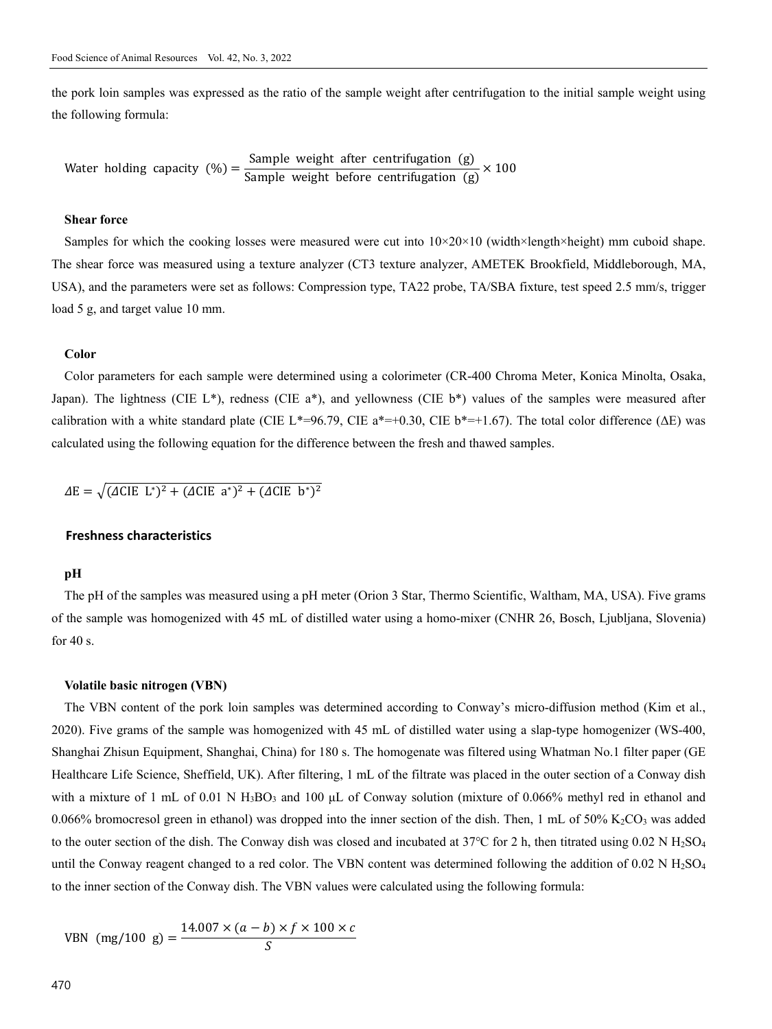the pork loin samples was expressed as the ratio of the sample weight after centrifugation to the initial sample weight using the following formula:

$$\text{Water holding capacity (\%)} = \frac{\text{Sample weight after centrifugation (g)}}{\text{Sample weight before centrifugation (g)}} \times 100$$

### Shear force

Samples for which the cooking losses were measured were cut into 10×20×10 (width×length×height) mm cuboid shape. The shear force was measured using a texture analyzer (CT3 texture analyzer, AMETEK Brookfield, Middleborough, MA, USA), and the parameters were set as follows: Compression type, TA22 probe, TA/SBA fixture, test speed 2.5 mm/s, trigger load 5 g, and target value 10 mm.

### Color

Color parameters for each sample were determined using a colorimeter (CR-400 Chroma Meter, Konica Minolta, Osaka, Japan). The lightness (CIE L*), redness (CIE a*), and yellowness (CIE b*) values of the samples were measured after calibration with a white standard plate (CIE L*=96.79, CIE a*=+0.30, CIE b*=+1.67). The total color difference (ΔE) was calculated using the following equation for the difference between the fresh and thawed samples.

$$\Delta E = \sqrt{(\Delta \text{CIE L}^*)^2 + (\Delta \text{CIE a}^*)^2 + (\Delta \text{CIE b}^*)^2}$$

## Freshness characteristics

### pH

The pH of the samples was measured using a pH meter (Orion 3 Star, Thermo Scientific, Waltham, MA, USA). Five grams of the sample was homogenized with 45 mL of distilled water using a homo-mixer (CNHR 26, Bosch, Ljubljana, Slovenia) for 40 s.

### Volatile basic nitrogen (VBN)

The VBN content of the pork loin samples was determined according to Conway's micro-diffusion method (Kim et al., 2020). Five grams of the sample was homogenized with 45 mL of distilled water using a slap-type homogenizer (WS-400, Shanghai Zhisun Equipment, Shanghai, China) for 180 s. The homogenate was filtered using Whatman No.1 filter paper (GE Healthcare Life Science, Sheffield, UK). After filtering, 1 mL of the filtrate was placed in the outer section of a Conway dish with a mixture of 1 mL of 0.01 N $H_3BO_3$ and 100 μL of Conway solution (mixture of 0.066% methyl red in ethanol and 0.066% bromocresol green in ethanol) was dropped into the inner section of the dish. Then, 1 mL of 50% $K_2CO_3$ was added to the outer section of the dish. The Conway dish was closed and incubated at 37℃ for 2 h, then titrated using 0.02 N $H_2SO_4$ until the Conway reagent changed to a red color. The VBN content was determined following the addition of 0.02 N $H_2SO_4$ to the inner section of the Conway dish. The VBN values were calculated using the following formula:

$$\text{VBN (mg/100 g)} = \frac{14.007 \times (a - b) \times f \times 100 \times c}{S}$$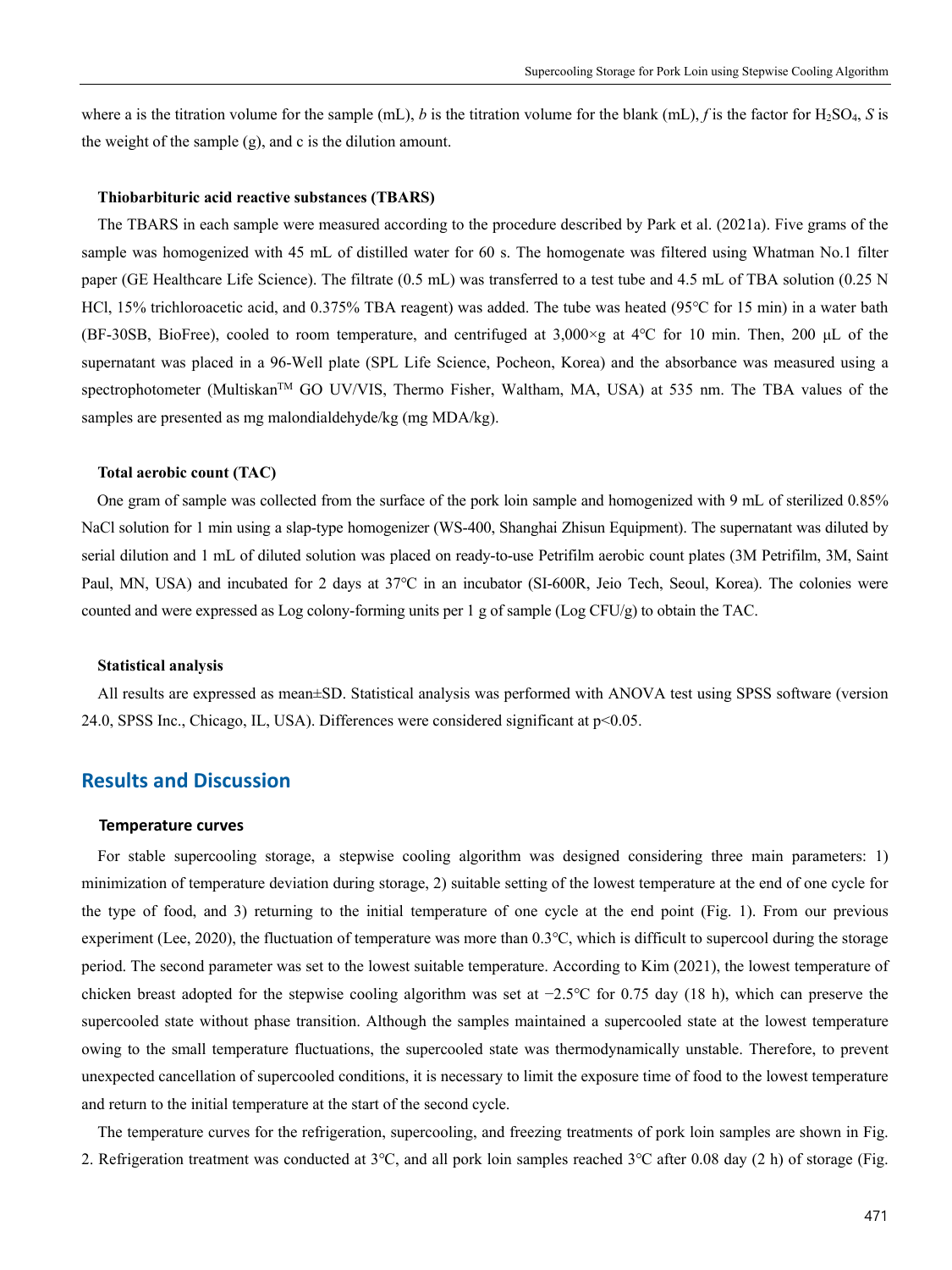where a is the titration volume for the sample (mL), *b* is the titration volume for the blank (mL), *f* is the factor for $H_2SO_4$, *S* is the weight of the sample (g), and c is the dilution amount.

### Thiobarbituric acid reactive substances (TBARS)

The TBARS in each sample were measured according to the procedure described by Park et al. (2021a). Five grams of the sample was homogenized with 45 mL of distilled water for 60 s. The homogenate was filtered using Whatman No.1 filter paper (GE Healthcare Life Science). The filtrate (0.5 mL) was transferred to a test tube and 4.5 mL of TBA solution (0.25 N HCl, 15% trichloroacetic acid, and 0.375% TBA reagent) was added. The tube was heated (95℃ for 15 min) in a water bath (BF-30SB, BioFree), cooled to room temperature, and centrifuged at 3,000×g at 4℃ for 10 min. Then, 200 μL of the supernatant was placed in a 96-Well plate (SPL Life Science, Pocheon, Korea) and the absorbance was measured using a spectrophotometer (Multiskan™ GO UV/VIS, Thermo Fisher, Waltham, MA, USA) at 535 nm. The TBA values of the samples are presented as mg malondialdehyde/kg (mg MDA/kg).

### Total aerobic count (TAC)

One gram of sample was collected from the surface of the pork loin sample and homogenized with 9 mL of sterilized 0.85% NaCl solution for 1 min using a slap-type homogenizer (WS-400, Shanghai Zhisun Equipment). The supernatant was diluted by serial dilution and 1 mL of diluted solution was placed on ready-to-use Petrifilm aerobic count plates (3M Petrifilm, 3M, Saint Paul, MN, USA) and incubated for 2 days at 37℃ in an incubator (SI-600R, Jeio Tech, Seoul, Korea). The colonies were counted and were expressed as Log colony-forming units per 1 g of sample (Log CFU/g) to obtain the TAC.

### Statistical analysis

All results are expressed as mean±SD. Statistical analysis was performed with ANOVA test using SPSS software (version 24.0, SPSS Inc., Chicago, IL, USA). Differences were considered significant at $p<0.05$.

## Results and Discussion

### Temperature curves

For stable supercooling storage, a stepwise cooling algorithm was designed considering three main parameters: 1) minimization of temperature deviation during storage, 2) suitable setting of the lowest temperature at the end of one cycle for the type of food, and 3) returning to the initial temperature of one cycle at the end point (Fig. 1). From our previous experiment (Lee, 2020), the fluctuation of temperature was more than 0.3℃, which is difficult to supercool during the storage period. The second parameter was set to the lowest suitable temperature. According to Kim (2021), the lowest temperature of chicken breast adopted for the stepwise cooling algorithm was set at −2.5℃ for 0.75 day (18 h), which can preserve the supercooled state without phase transition. Although the samples maintained a supercooled state at the lowest temperature owing to the small temperature fluctuations, the supercooled state was thermodynamically unstable. Therefore, to prevent unexpected cancellation of supercooled conditions, it is necessary to limit the exposure time of food to the lowest temperature and return to the initial temperature at the start of the second cycle.

The temperature curves for the refrigeration, supercooling, and freezing treatments of pork loin samples are shown in Fig. 2. Refrigeration treatment was conducted at 3℃, and all pork loin samples reached 3℃ after 0.08 day (2 h) of storage (Fig.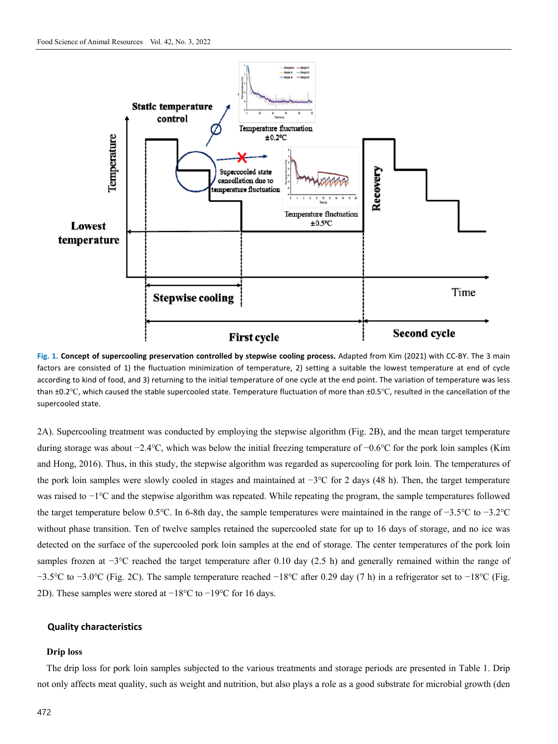Fig. 1. **Concept of supercooling preservation controlled by stepwise cooling process.** Adapted from Kim (2021) with CC-BY. The 3 main factors are consisted of 1) the fluctuation minimization of temperature, 2) setting a suitable the lowest temperature at end of cycle according to kind of food, and 3) returning to the initial temperature of one cycle at the end point. The variation of temperature was less than ±0.2°C, which caused the stable supercooled state. Temperature fluctuation of more than ±0.5°C, resulted in the cancellation of the supercooled state.

2A). Supercooling treatment was conducted by employing the stepwise algorithm (Fig. 2B), and the mean target temperature during storage was about −2.4°C, which was below the initial freezing temperature of −0.6°C for the pork loin samples (Kim and Hong, 2016). Thus, in this study, the stepwise algorithm was regarded as supercooling for pork loin. The temperatures of the pork loin samples were slowly cooled in stages and maintained at −3°C for 2 days (48 h). Then, the target temperature was raised to −1°C and the stepwise algorithm was repeated. While repeating the program, the sample temperatures followed the target temperature below 0.5°C. In 6-8th day, the sample temperatures were maintained in the range of −3.5°C to −3.2°C without phase transition. Ten of twelve samples retained the supercooled state for up to 16 days of storage, and no ice was detected on the surface of the supercooled pork loin samples at the end of storage. The center temperatures of the pork loin samples frozen at −3°C reached the target temperature after 0.10 day (2.5 h) and generally remained within the range of −3.5°C to −3.0°C (Fig. 2C). The sample temperature reached −18°C after 0.29 day (7 h) in a refrigerator set to −18°C (Fig. 2D). These samples were stored at −18°C to −19°C for 16 days.

## Quality characteristics

### Drip loss

The drip loss for pork loin samples subjected to the various treatments and storage periods are presented in Table 1. Drip not only affects meat quality, such as weight and nutrition, but also plays a role as a good substrate for microbial growth (den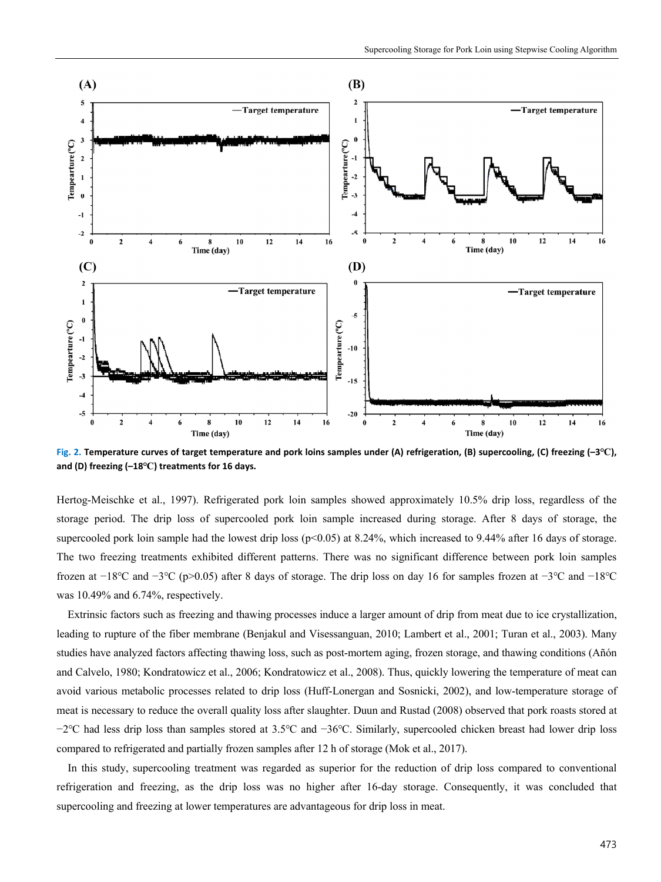Fig. 2. **Temperature curves of target temperature and pork loins samples under (A) refrigeration, (B) supercooling, (C) freezing (–3℃), and (D) freezing (–18℃) treatments for 16 days.**

Hertog-Meischke et al., 1997). Refrigerated pork loin samples showed approximately 10.5% drip loss, regardless of the storage period. The drip loss of supercooled pork loin sample increased during storage. After 8 days of storage, the supercooled pork loin sample had the lowest drip loss ($p<0.05$) at 8.24%, which increased to 9.44% after 16 days of storage. The two freezing treatments exhibited different patterns. There was no significant difference between pork loin samples frozen at −18℃ and −3℃ ($p>0.05$) after 8 days of storage. The drip loss on day 16 for samples frozen at −3℃ and −18℃ was 10.49% and 6.74%, respectively.

Extrinsic factors such as freezing and thawing processes induce a larger amount of drip from meat due to ice crystallization, leading to rupture of the fiber membrane (Benjakul and Visessanguan, 2010; Lambert et al., 2001; Turan et al., 2003). Many studies have analyzed factors affecting thawing loss, such as post-mortem aging, frozen storage, and thawing conditions (Añón and Calvelo, 1980; Kondratowicz et al., 2006; Kondratowicz et al., 2008). Thus, quickly lowering the temperature of meat can avoid various metabolic processes related to drip loss (Huff-Lonergan and Sosnicki, 2002), and low-temperature storage of meat is necessary to reduce the overall quality loss after slaughter. Duun and Rustad (2008) observed that pork roasts stored at −2℃ had less drip loss than samples stored at 3.5℃ and −36℃. Similarly, supercooled chicken breast had lower drip loss compared to refrigerated and partially frozen samples after 12 h of storage (Mok et al., 2017).

In this study, supercooling treatment was regarded as superior for the reduction of drip loss compared to conventional refrigeration and freezing, as the drip loss was no higher after 16-day storage. Consequently, it was concluded that supercooling and freezing at lower temperatures are advantageous for drip loss in meat.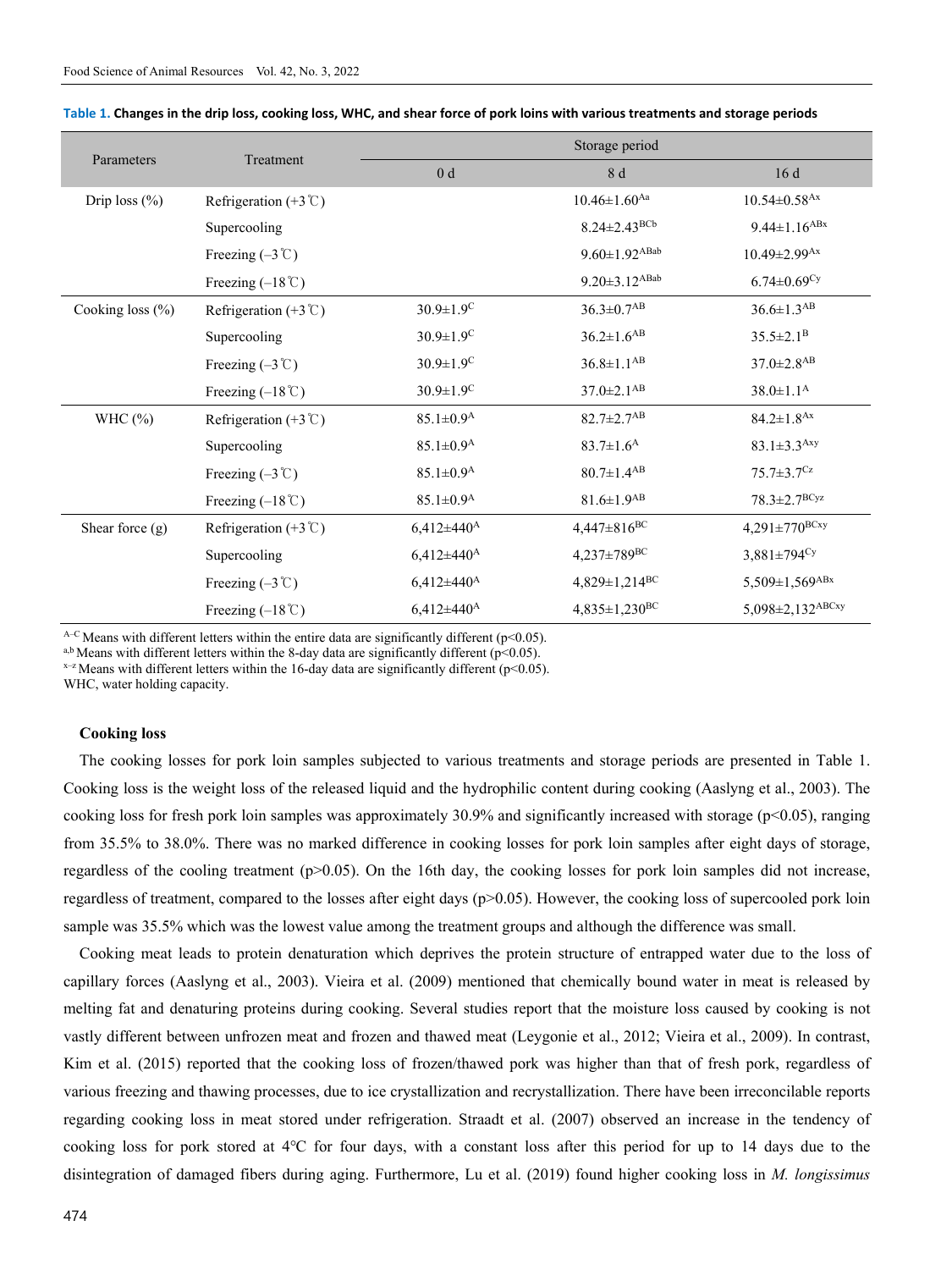**Table 1. Changes in the drip loss, cooking loss, WHC, and shear force of pork loins with various treatments and storage periods**

| Parameters | Treatment | Storage period | | |
|---|---|---|---|---|
| | | 0 d | 8 d | 16 d |
| Drip loss (%) | Refrigeration (+3℃) | | 10.46±1.60$^{Aa}$ | 10.54±0.58$^{Ax}$ |
| | Supercooling | | 8.24±2.43$^{BCb}$ | 9.44±1.16$^{ABx}$ |
| | Freezing (–3℃) | | 9.60±1.92$^{ABab}$ | 10.49±2.99$^{Ax}$ |
| | Freezing (–18℃) | | 9.20±3.12$^{ABab}$ | 6.74±0.69$^{Cy}$ |
| Cooking loss (%) | Refrigeration (+3℃) | 30.9±1.9$^{C}$ | 36.3±0.7$^{AB}$ | 36.6±1.3$^{AB}$ |
| | Supercooling | 30.9±1.9$^{C}$ | 36.2±1.6$^{AB}$ | 35.5±2.1$^{B}$ |
| | Freezing (–3℃) | 30.9±1.9$^{C}$ | 36.8±1.1$^{AB}$ | 37.0±2.8$^{AB}$ |
| | Freezing (–18℃) | 30.9±1.9$^{C}$ | 37.0±2.1$^{AB}$ | 38.0±1.1$^{A}$ |
| WHC (%) | Refrigeration (+3℃) | 85.1±0.9$^{A}$ | 82.7±2.7$^{AB}$ | 84.2±1.8$^{Ax}$ |
| | Supercooling | 85.1±0.9$^{A}$ | 83.7±1.6$^{A}$ | 83.1±3.3$^{Axy}$ |
| | Freezing (–3℃) | 85.1±0.9$^{A}$ | 80.7±1.4$^{AB}$ | 75.7±3.7$^{Cz}$ |
| | Freezing (–18℃) | 85.1±0.9$^{A}$ | 81.6±1.9$^{AB}$ | 78.3±2.7$^{BCyz}$ |
| Shear force (g) | Refrigeration (+3℃) | 6,412±440$^{A}$ | 4,447±816$^{BC}$ | 4,291±770$^{BCxy}$ |
| | Supercooling | 6,412±440$^{A}$ | 4,237±789$^{BC}$ | 3,881±794$^{Cy}$ |
| | Freezing (–3℃) | 6,412±440$^{A}$ | 4,829±1,214$^{BC}$ | 5,509±1,569$^{ABx}$ |
| | Freezing (–18℃) | 6,412±440$^{A}$ | 4,835±1,230$^{BC}$ | 5,098±2,132$^{ABCxy}$ |

A–C Means with different letters within the entire data are significantly different ($p<0.05$).
a,b Means with different letters within the 8-day data are significantly different ($p<0.05$).
x–z Means with different letters within the 16-day data are significantly different ($p<0.05$).
WHC, water holding capacity.

### Cooking loss

The cooking losses for pork loin samples subjected to various treatments and storage periods are presented in Table 1. Cooking loss is the weight loss of the released liquid and the hydrophilic content during cooking (Aaslyng et al., 2003). The cooking loss for fresh pork loin samples was approximately 30.9% and significantly increased with storage ($p<0.05$), ranging from 35.5% to 38.0%. There was no marked difference in cooking losses for pork loin samples after eight days of storage, regardless of the cooling treatment ($p>0.05$). On the 16th day, the cooking losses for pork loin samples did not increase, regardless of treatment, compared to the losses after eight days ($p>0.05$). However, the cooking loss of supercooled pork loin sample was 35.5% which was the lowest value among the treatment groups and although the difference was small.

Cooking meat leads to protein denaturation which deprives the protein structure of entrapped water due to the loss of capillary forces (Aaslyng et al., 2003). Vieira et al. (2009) mentioned that chemically bound water in meat is released by melting fat and denaturing proteins during cooking. Several studies report that the moisture loss caused by cooking is not vastly different between unfrozen meat and frozen and thawed meat (Leygonie et al., 2012; Vieira et al., 2009). In contrast, Kim et al. (2015) reported that the cooking loss of frozen/thawed pork was higher than that of fresh pork, regardless of various freezing and thawing processes, due to ice crystallization and recrystallization. There have been irreconcilable reports regarding cooking loss in meat stored under refrigeration. Straadt et al. (2007) observed an increase in the tendency of cooking loss for pork stored at 4°C for four days, with a constant loss after this period for up to 14 days due to the disintegration of damaged fibers during aging. Furthermore, Lu et al. (2019) found higher cooking loss in *M. longissimus*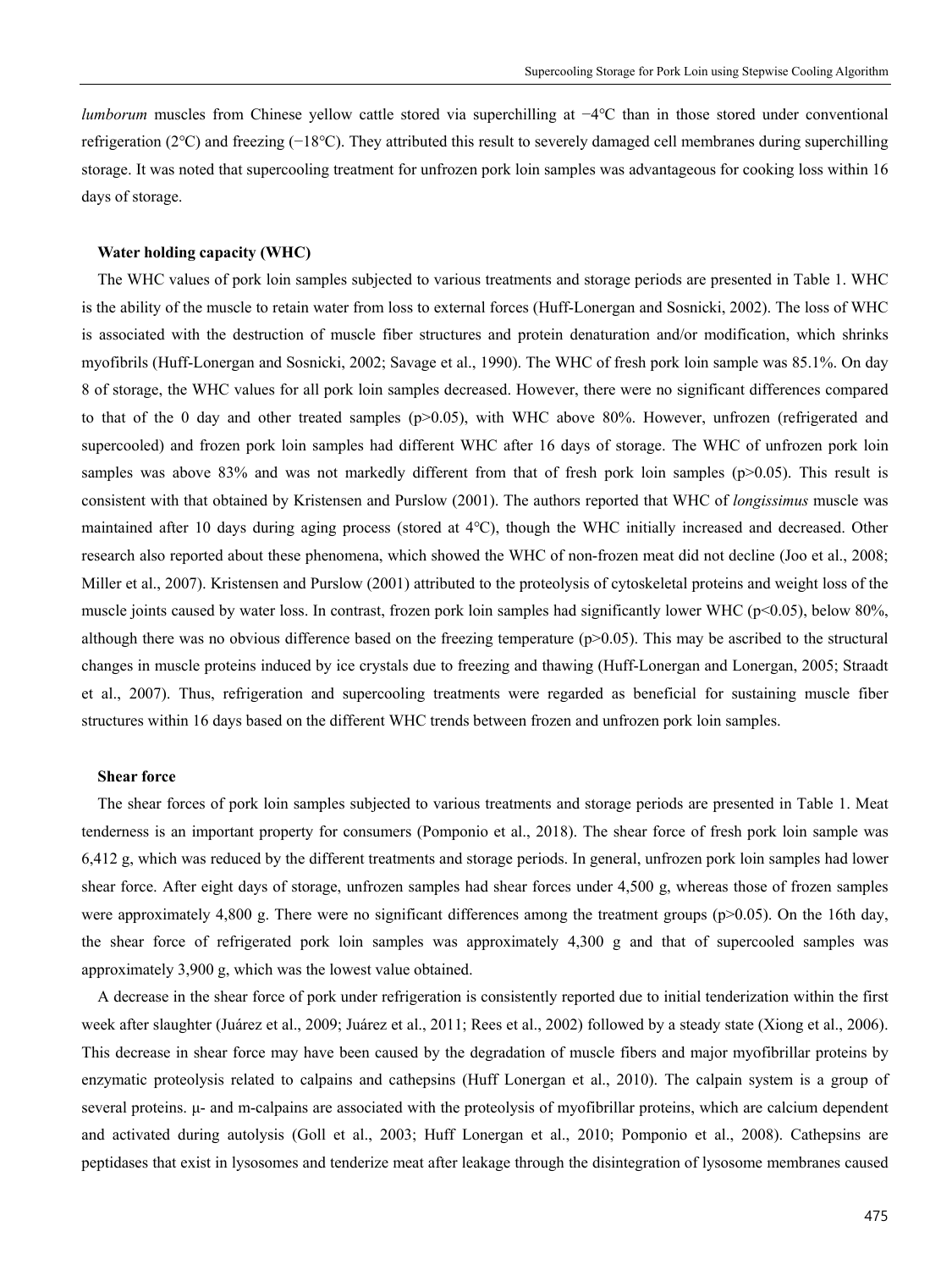*lumborum* muscles from Chinese yellow cattle stored via superchilling at −4℃ than in those stored under conventional refrigeration (2℃) and freezing (−18℃). They attributed this result to severely damaged cell membranes during superchilling storage. It was noted that supercooling treatment for unfrozen pork loin samples was advantageous for cooking loss within 16 days of storage.

### Water holding capacity (WHC)

The WHC values of pork loin samples subjected to various treatments and storage periods are presented in Table 1. WHC is the ability of the muscle to retain water from loss to external forces (Huff-Lonergan and Sosnicki, 2002). The loss of WHC is associated with the destruction of muscle fiber structures and protein denaturation and/or modification, which shrinks myofibrils (Huff-Lonergan and Sosnicki, 2002; Savage et al., 1990). The WHC of fresh pork loin sample was 85.1%. On day 8 of storage, the WHC values for all pork loin samples decreased. However, there were no significant differences compared to that of the 0 day and other treated samples ($p>0.05$), with WHC above 80%. However, unfrozen (refrigerated and supercooled) and frozen pork loin samples had different WHC after 16 days of storage. The WHC of unfrozen pork loin samples was above 83% and was not markedly different from that of fresh pork loin samples ($p>0.05$). This result is consistent with that obtained by Kristensen and Purslow (2001). The authors reported that WHC of *longissimus* muscle was maintained after 10 days during aging process (stored at 4℃), though the WHC initially increased and decreased. Other research also reported about these phenomena, which showed the WHC of non-frozen meat did not decline (Joo et al., 2008; Miller et al., 2007). Kristensen and Purslow (2001) attributed to the proteolysis of cytoskeletal proteins and weight loss of the muscle joints caused by water loss. In contrast, frozen pork loin samples had significantly lower WHC ($p<0.05$), below 80%, although there was no obvious difference based on the freezing temperature ($p>0.05$). This may be ascribed to the structural changes in muscle proteins induced by ice crystals due to freezing and thawing (Huff-Lonergan and Lonergan, 2005; Straadt et al., 2007). Thus, refrigeration and supercooling treatments were regarded as beneficial for sustaining muscle fiber structures within 16 days based on the different WHC trends between frozen and unfrozen pork loin samples.

### Shear force

The shear forces of pork loin samples subjected to various treatments and storage periods are presented in Table 1. Meat tenderness is an important property for consumers (Pomponio et al., 2018). The shear force of fresh pork loin sample was 6,412 g, which was reduced by the different treatments and storage periods. In general, unfrozen pork loin samples had lower shear force. After eight days of storage, unfrozen samples had shear forces under 4,500 g, whereas those of frozen samples were approximately 4,800 g. There were no significant differences among the treatment groups ($p>0.05$). On the 16th day, the shear force of refrigerated pork loin samples was approximately 4,300 g and that of supercooled samples was approximately 3,900 g, which was the lowest value obtained.

A decrease in the shear force of pork under refrigeration is consistently reported due to initial tenderization within the first week after slaughter (Juárez et al., 2009; Juárez et al., 2011; Rees et al., 2002) followed by a steady state (Xiong et al., 2006). This decrease in shear force may have been caused by the degradation of muscle fibers and major myofibrillar proteins by enzymatic proteolysis related to calpains and cathepsins (Huff Lonergan et al., 2010). The calpain system is a group of several proteins. μ- and m-calpains are associated with the proteolysis of myofibrillar proteins, which are calcium dependent and activated during autolysis (Goll et al., 2003; Huff Lonergan et al., 2010; Pomponio et al., 2008). Cathepsins are peptidases that exist in lysosomes and tenderize meat after leakage through the disintegration of lysosome membranes caused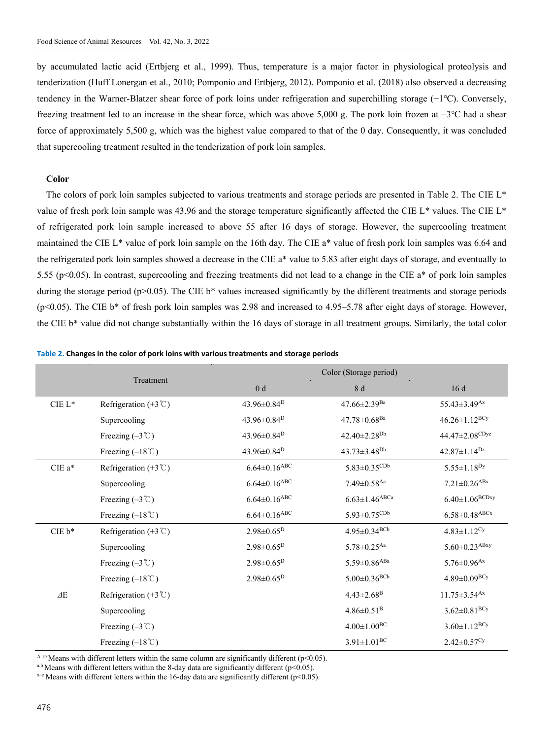by accumulated lactic acid (Ertbjerg et al., 1999). Thus, temperature is a major factor in physiological proteolysis and tenderization (Huff Lonergan et al., 2010; Pomponio and Ertbjerg, 2012). Pomponio et al. (2018) also observed a decreasing tendency in the Warner-Blatzer shear force of pork loins under refrigeration and superchilling storage (−1℃). Conversely, freezing treatment led to an increase in the shear force, which was above 5,000 g. The pork loin frozen at −3℃ had a shear force of approximately 5,500 g, which was the highest value compared to that of the 0 day. Consequently, it was concluded that supercooling treatment resulted in the tenderization of pork loin samples.

### Color

The colors of pork loin samples subjected to various treatments and storage periods are presented in Table 2. The CIE L* value of fresh pork loin sample was 43.96 and the storage temperature significantly affected the CIE L* values. The CIE L* of refrigerated pork loin sample increased to above 55 after 16 days of storage. However, the supercooling treatment maintained the CIE L* value of pork loin sample on the 16th day. The CIE a* value of fresh pork loin samples was 6.64 and the refrigerated pork loin samples showed a decrease in the CIE a* value to 5.83 after eight days of storage, and eventually to 5.55 ($p<0.05$). In contrast, supercooling and freezing treatments did not lead to a change in the CIE a* of pork loin samples during the storage period ($p>0.05$). The CIE b* values increased significantly by the different treatments and storage periods ($p<0.05$). The CIE b* of fresh pork loin samples was 2.98 and increased to 4.95–5.78 after eight days of storage. However, the CIE b* value did not change substantially within the 16 days of storage in all treatment groups. Similarly, the total color

**Table 2. Changes in the color of pork loins with various treatments and storage periods**

| | Treatment | Color (Storage period) | | |
|---|---|---|---|---|
| | | 0 d | 8 d | 16 d |
| CIE L* | Refrigeration (+3℃) | 43.96±0.84$^{D}$ | 47.66±2.39$^{Ba}$ | 55.43±3.49$^{Ax}$ |
| | Supercooling | 43.96±0.84$^{D}$ | 47.78±0.68$^{Ba}$ | 46.26±1.12$^{BCy}$ |
| | Freezing (–3℃) | 43.96±0.84$^{D}$ | 42.40±2.28$^{Db}$ | 44.47±2.08$^{CDyz}$ |
| | Freezing (–18℃) | 43.96±0.84$^{D}$ | 43.73±3.48$^{Db}$ | 42.87±1.14$^{Dz}$ |
| CIE a* | Refrigeration (+3℃) | 6.64±0.16$^{ABC}$ | 5.83±0.35$^{CDb}$ | 5.55±1.18$^{Dy}$ |
| | Supercooling | 6.64±0.16$^{ABC}$ | 7.49±0.58$^{Aa}$ | 7.21±0.26$^{ABx}$ |
| | Freezing (–3℃) | 6.64±0.16$^{ABC}$ | 6.63±1.46$^{ABCa}$ | 6.40±1.06$^{BCDxy}$ |
| | Freezing (–18℃) | 6.64±0.16$^{ABC}$ | 5.93±0.75$^{CDb}$ | 6.58±0.48$^{ABCx}$ |
| CIE b* | Refrigeration (+3℃) | 2.98±0.65$^{D}$ | 4.95±0.34$^{BCb}$ | 4.83±1.12$^{Cy}$ |
| | Supercooling | 2.98±0.65$^{D}$ | 5.78±0.25$^{Aa}$ | 5.60±0.23$^{ABxy}$ |
| | Freezing (–3℃) | 2.98±0.65$^{D}$ | 5.59±0.86$^{ABa}$ | 5.76±0.96$^{Ax}$ |
| | Freezing (–18℃) | 2.98±0.65$^{D}$ | 5.00±0.36$^{BCb}$ | 4.89±0.09$^{BCy}$ |
| $\Delta E$ | Refrigeration (+3℃) | | 4.43±2.68$^{B}$ | 11.75±3.54$^{Ax}$ |
| | Supercooling | | 4.86±0.51$^{B}$ | 3.62±0.81$^{BCy}$ |
| | Freezing (–3℃) | | 4.00±1.00$^{BC}$ | 3.60±1.12$^{BCy}$ |
| | Freezing (–18℃) | | 3.91±1.01$^{BC}$ | 2.42±0.57$^{Cy}$ |

A–D Means with different letters within the same column are significantly different ($p<0.05$).
a,b Means with different letters within the 8-day data are significantly different ($p<0.05$).
x–z Means with different letters within the 16-day data are significantly different ($p<0.05$).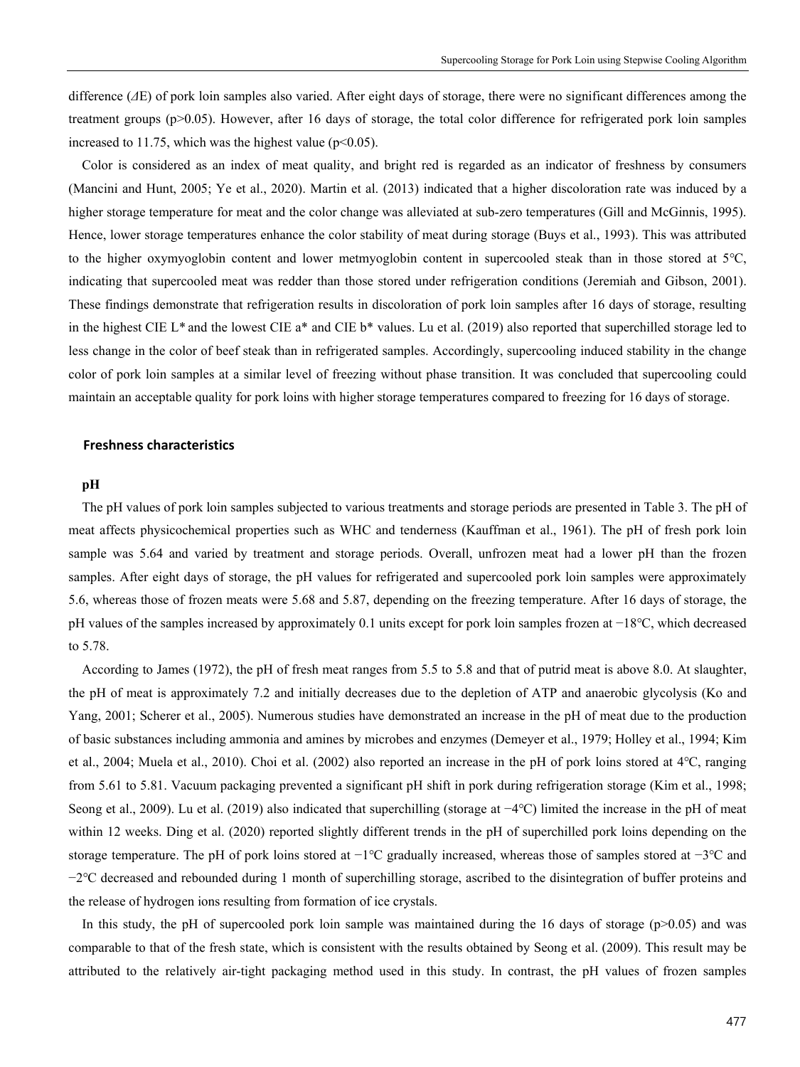difference ($\Delta$E) of pork loin samples also varied. After eight days of storage, there were no significant differences among the treatment groups ($p>0.05$). However, after 16 days of storage, the total color difference for refrigerated pork loin samples increased to 11.75, which was the highest value ($p<0.05$).

Color is considered as an index of meat quality, and bright red is regarded as an indicator of freshness by consumers (Mancini and Hunt, 2005; Ye et al., 2020). Martin et al. (2013) indicated that a higher discoloration rate was induced by a higher storage temperature for meat and the color change was alleviated at sub-zero temperatures (Gill and McGinnis, 1995). Hence, lower storage temperatures enhance the color stability of meat during storage (Buys et al., 1993). This was attributed to the higher oxymyoglobin content and lower metmyoglobin content in supercooled steak than in those stored at 5℃, indicating that supercooled meat was redder than those stored under refrigeration conditions (Jeremiah and Gibson, 2001). These findings demonstrate that refrigeration results in discoloration of pork loin samples after 16 days of storage, resulting in the highest CIE L* and the lowest CIE a* and CIE b* values. Lu et al. (2019) also reported that superchilled storage led to less change in the color of beef steak than in refrigerated samples. Accordingly, supercooling induced stability in the change color of pork loin samples at a similar level of freezing without phase transition. It was concluded that supercooling could maintain an acceptable quality for pork loins with higher storage temperatures compared to freezing for 16 days of storage.

## Freshness characteristics

### pH

The pH values of pork loin samples subjected to various treatments and storage periods are presented in Table 3. The pH of meat affects physicochemical properties such as WHC and tenderness (Kauffman et al., 1961). The pH of fresh pork loin sample was 5.64 and varied by treatment and storage periods. Overall, unfrozen meat had a lower pH than the frozen samples. After eight days of storage, the pH values for refrigerated and supercooled pork loin samples were approximately 5.6, whereas those of frozen meats were 5.68 and 5.87, depending on the freezing temperature. After 16 days of storage, the pH values of the samples increased by approximately 0.1 units except for pork loin samples frozen at −18℃, which decreased to 5.78.

According to James (1972), the pH of fresh meat ranges from 5.5 to 5.8 and that of putrid meat is above 8.0. At slaughter, the pH of meat is approximately 7.2 and initially decreases due to the depletion of ATP and anaerobic glycolysis (Ko and Yang, 2001; Scherer et al., 2005). Numerous studies have demonstrated an increase in the pH of meat due to the production of basic substances including ammonia and amines by microbes and enzymes (Demeyer et al., 1979; Holley et al., 1994; Kim et al., 2004; Muela et al., 2010). Choi et al. (2002) also reported an increase in the pH of pork loins stored at 4℃, ranging from 5.61 to 5.81. Vacuum packaging prevented a significant pH shift in pork during refrigeration storage (Kim et al., 1998; Seong et al., 2009). Lu et al. (2019) also indicated that superchilling (storage at −4℃) limited the increase in the pH of meat within 12 weeks. Ding et al. (2020) reported slightly different trends in the pH of superchilled pork loins depending on the storage temperature. The pH of pork loins stored at −1℃ gradually increased, whereas those of samples stored at −3℃ and −2℃ decreased and rebounded during 1 month of superchilling storage, ascribed to the disintegration of buffer proteins and the release of hydrogen ions resulting from formation of ice crystals.

In this study, the pH of supercooled pork loin sample was maintained during the 16 days of storage ($p>0.05$) and was comparable to that of the fresh state, which is consistent with the results obtained by Seong et al. (2009). This result may be attributed to the relatively air-tight packaging method used in this study. In contrast, the pH values of frozen samples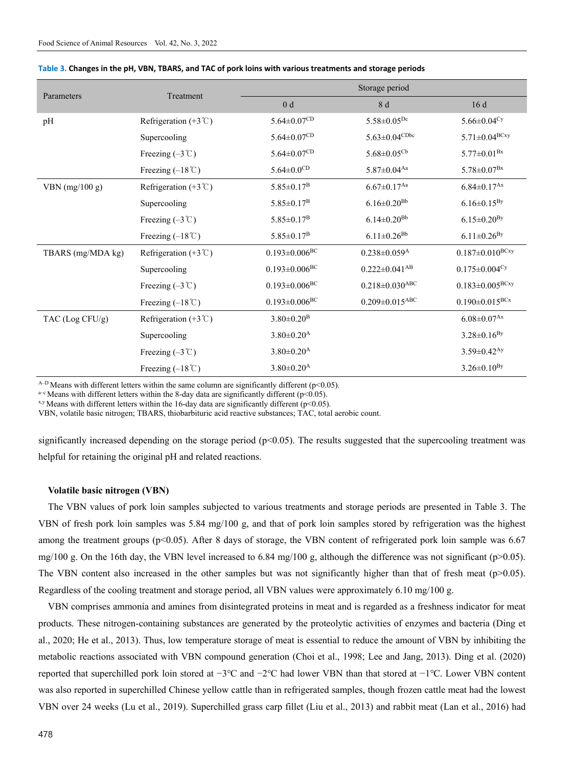**Table 3. Changes in the pH, VBN, TBARS, and TAC of pork loins with various treatments and storage periods**

| Parameters | Treatment | Storage period | | |
|---|---|---|---|---|
| | | 0 d | 8 d | 16 d |
| pH | Refrigeration (+3℃) | 5.64±0.07$^{CD}$ | 5.58±0.05$^{Dc}$ | 5.66±0.04$^{Cy}$ |
| | Supercooling | 5.64±0.07$^{CD}$ | 5.63±0.04$^{CDbc}$ | 5.71±0.04$^{BCxy}$ |
| | Freezing (–3℃) | 5.64±0.07$^{CD}$ | 5.68±0.05$^{Cb}$ | 5.77±0.01$^{Bx}$ |
| | Freezing (–18℃) | 5.64±0.0$^{CD}$ | 5.87±0.04$^{Aa}$ | 5.78±0.07$^{Bx}$ |
| VBN (mg/100 g) | Refrigeration (+3℃) | 5.85±0.17$^{B}$ | 6.67±0.17$^{Aa}$ | 6.84±0.17$^{Ax}$ |
| | Supercooling | 5.85±0.17$^{B}$ | 6.16±0.20$^{Bb}$ | 6.16±0.15$^{By}$ |
| | Freezing (–3℃) | 5.85±0.17$^{B}$ | 6.14±0.20$^{Bb}$ | 6.15±0.20$^{By}$ |
| | Freezing (–18℃) | 5.85±0.17$^{B}$ | 6.11±0.26$^{Bb}$ | 6.11±0.26$^{By}$ |
| TBARS (mg/MDA kg) | Refrigeration (+3℃) | 0.193±0.006$^{BC}$ | 0.238±0.059$^{A}$ | 0.187±0.010$^{BCxy}$ |
| | Supercooling | 0.193±0.006$^{BC}$ | 0.222±0.041$^{AB}$ | 0.175±0.004$^{Cy}$ |
| | Freezing (–3℃) | 0.193±0.006$^{BC}$ | 0.218±0.030$^{ABC}$ | 0.183±0.005$^{BCxy}$ |
| | Freezing (–18℃) | 0.193±0.006$^{BC}$ | 0.209±0.015$^{ABC}$ | 0.190±0.015$^{BCx}$ |
| TAC (Log CFU/g) | Refrigeration (+3℃) | 3.80±0.20$^{B}$ | | 6.08±0.07$^{Ax}$ |
| | Supercooling | 3.80±0.20$^{A}$ | | 3.28±0.16$^{By}$ |
| | Freezing (–3℃) | 3.80±0.20$^{A}$ | | 3.59±0.42$^{Ay}$ |
| | Freezing (–18℃) | 3.80±0.20$^{A}$ | | 3.26±0.10$^{By}$ |

A–D Means with different letters within the same column are significantly different ($p<0.05$).
a–c Means with different letters within the 8-day data are significantly different ($p<0.05$).
x,y Means with different letters within the 16-day data are significantly different ($p<0.05$).
VBN, volatile basic nitrogen; TBARS, thiobarbituric acid reactive substances; TAC, total aerobic count.

significantly increased depending on the storage period ($p<0.05$). The results suggested that the supercooling treatment was helpful for retaining the original pH and related reactions.

### Volatile basic nitrogen (VBN)

The VBN values of pork loin samples subjected to various treatments and storage periods are presented in Table 3. The VBN of fresh pork loin samples was 5.84 mg/100 g, and that of pork loin samples stored by refrigeration was the highest among the treatment groups ($p<0.05$). After 8 days of storage, the VBN content of refrigerated pork loin sample was 6.67 mg/100 g. On the 16th day, the VBN level increased to 6.84 mg/100 g, although the difference was not significant ($p>0.05$). The VBN content also increased in the other samples but was not significantly higher than that of fresh meat ($p>0.05$). Regardless of the cooling treatment and storage period, all VBN values were approximately 6.10 mg/100 g.

VBN comprises ammonia and amines from disintegrated proteins in meat and is regarded as a freshness indicator for meat products. These nitrogen-containing substances are generated by the proteolytic activities of enzymes and bacteria (Ding et al., 2020; He et al., 2013). Thus, low temperature storage of meat is essential to reduce the amount of VBN by inhibiting the metabolic reactions associated with VBN compound generation (Choi et al., 1998; Lee and Jang, 2013). Ding et al. (2020) reported that superchilled pork loin stored at −3°C and −2°C had lower VBN than that stored at −1°C. Lower VBN content was also reported in superchilled Chinese yellow cattle than in refrigerated samples, though frozen cattle meat had the lowest VBN over 24 weeks (Lu et al., 2019). Superchilled grass carp fillet (Liu et al., 2013) and rabbit meat (Lan et al., 2016) had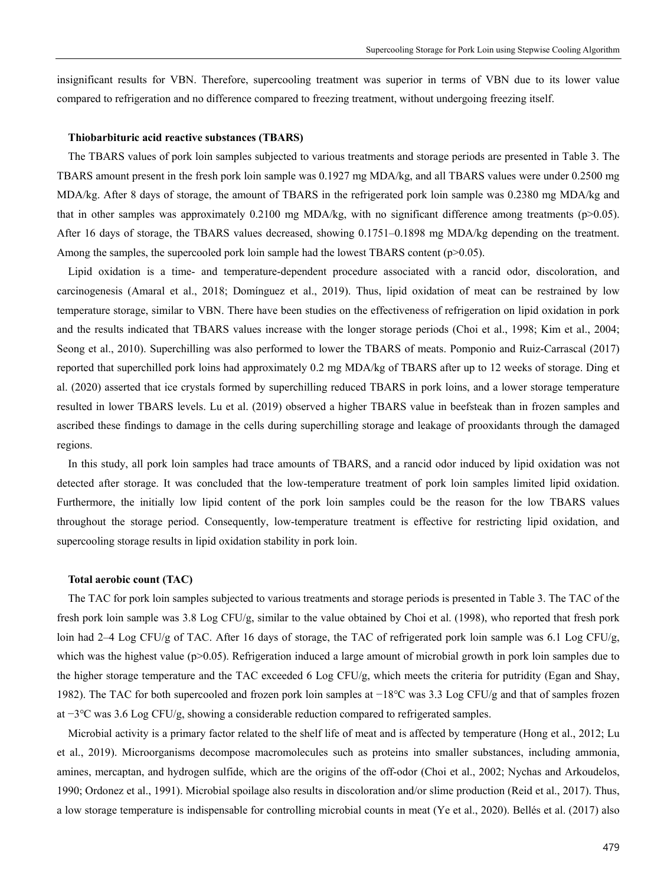insignificant results for VBN. Therefore, supercooling treatment was superior in terms of VBN due to its lower value compared to refrigeration and no difference compared to freezing treatment, without undergoing freezing itself.

### Thiobarbituric acid reactive substances (TBARS)

The TBARS values of pork loin samples subjected to various treatments and storage periods are presented in Table 3. The TBARS amount present in the fresh pork loin sample was 0.1927 mg MDA/kg, and all TBARS values were under 0.2500 mg MDA/kg. After 8 days of storage, the amount of TBARS in the refrigerated pork loin sample was 0.2380 mg MDA/kg and that in other samples was approximately 0.2100 mg MDA/kg, with no significant difference among treatments ($p>0.05$). After 16 days of storage, the TBARS values decreased, showing 0.1751–0.1898 mg MDA/kg depending on the treatment. Among the samples, the supercooled pork loin sample had the lowest TBARS content ($p>0.05$).

Lipid oxidation is a time- and temperature-dependent procedure associated with a rancid odor, discoloration, and carcinogenesis (Amaral et al., 2018; Domínguez et al., 2019). Thus, lipid oxidation of meat can be restrained by low temperature storage, similar to VBN. There have been studies on the effectiveness of refrigeration on lipid oxidation in pork and the results indicated that TBARS values increase with the longer storage periods (Choi et al., 1998; Kim et al., 2004; Seong et al., 2010). Superchilling was also performed to lower the TBARS of meats. Pomponio and Ruiz-Carrascal (2017) reported that superchilled pork loins had approximately 0.2 mg MDA/kg of TBARS after up to 12 weeks of storage. Ding et al. (2020) asserted that ice crystals formed by superchilling reduced TBARS in pork loins, and a lower storage temperature resulted in lower TBARS levels. Lu et al. (2019) observed a higher TBARS value in beefsteak than in frozen samples and ascribed these findings to damage in the cells during superchilling storage and leakage of prooxidants through the damaged regions.

In this study, all pork loin samples had trace amounts of TBARS, and a rancid odor induced by lipid oxidation was not detected after storage. It was concluded that the low-temperature treatment of pork loin samples limited lipid oxidation. Furthermore, the initially low lipid content of the pork loin samples could be the reason for the low TBARS values throughout the storage period. Consequently, low-temperature treatment is effective for restricting lipid oxidation, and supercooling storage results in lipid oxidation stability in pork loin.

### Total aerobic count (TAC)

The TAC for pork loin samples subjected to various treatments and storage periods is presented in Table 3. The TAC of the fresh pork loin sample was 3.8 Log CFU/g, similar to the value obtained by Choi et al. (1998), who reported that fresh pork loin had 2–4 Log CFU/g of TAC. After 16 days of storage, the TAC of refrigerated pork loin sample was 6.1 Log CFU/g, which was the highest value ($p>0.05$). Refrigeration induced a large amount of microbial growth in pork loin samples due to the higher storage temperature and the TAC exceeded 6 Log CFU/g, which meets the criteria for putridity (Egan and Shay, 1982). The TAC for both supercooled and frozen pork loin samples at −18℃ was 3.3 Log CFU/g and that of samples frozen at −3℃ was 3.6 Log CFU/g, showing a considerable reduction compared to refrigerated samples.

Microbial activity is a primary factor related to the shelf life of meat and is affected by temperature (Hong et al., 2012; Lu et al., 2019). Microorganisms decompose macromolecules such as proteins into smaller substances, including ammonia, amines, mercaptan, and hydrogen sulfide, which are the origins of the off-odor (Choi et al., 2002; Nychas and Arkoudelos, 1990; Ordonez et al., 1991). Microbial spoilage also results in discoloration and/or slime production (Reid et al., 2017). Thus, a low storage temperature is indispensable for controlling microbial counts in meat (Ye et al., 2020). Bellés et al. (2017) also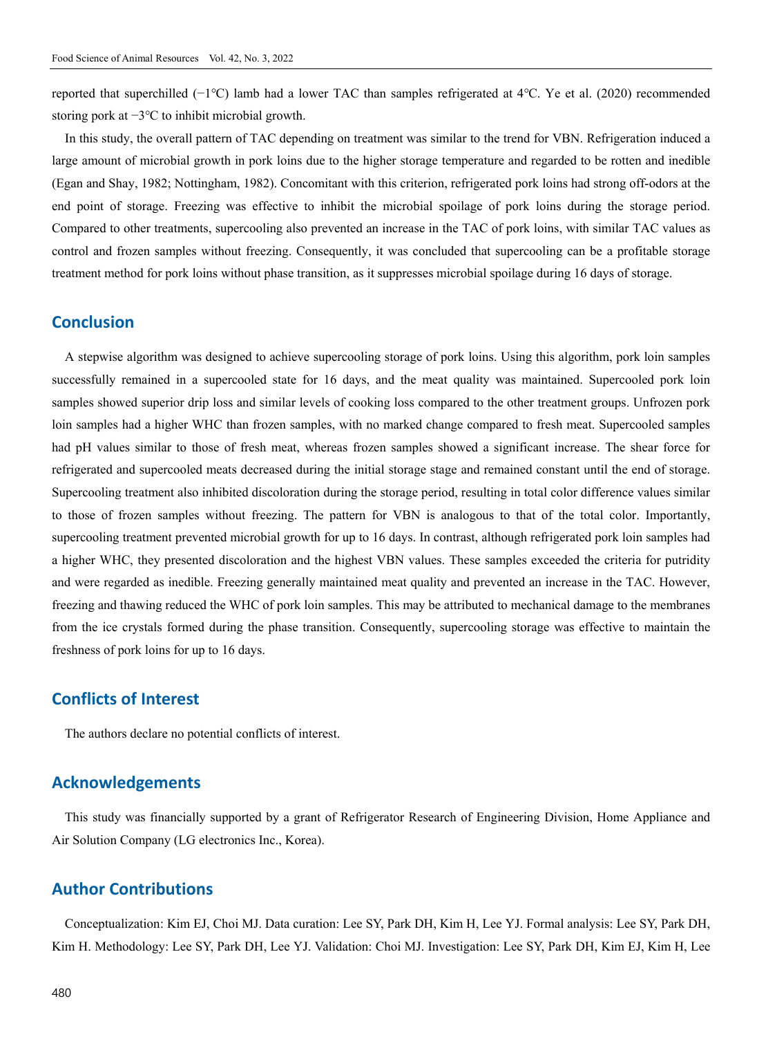reported that superchilled (−1°C) lamb had a lower TAC than samples refrigerated at 4°C. Ye et al. (2020) recommended storing pork at −3°C to inhibit microbial growth.

In this study, the overall pattern of TAC depending on treatment was similar to the trend for VBN. Refrigeration induced a large amount of microbial growth in pork loins due to the higher storage temperature and regarded to be rotten and inedible (Egan and Shay, 1982; Nottingham, 1982). Concomitant with this criterion, refrigerated pork loins had strong off-odors at the end point of storage. Freezing was effective to inhibit the microbial spoilage of pork loins during the storage period. Compared to other treatments, supercooling also prevented an increase in the TAC of pork loins, with similar TAC values as control and frozen samples without freezing. Consequently, it was concluded that supercooling can be a profitable storage treatment method for pork loins without phase transition, as it suppresses microbial spoilage during 16 days of storage.

## Conclusion

A stepwise algorithm was designed to achieve supercooling storage of pork loins. Using this algorithm, pork loin samples successfully remained in a supercooled state for 16 days, and the meat quality was maintained. Supercooled pork loin samples showed superior drip loss and similar levels of cooking loss compared to the other treatment groups. Unfrozen pork loin samples had a higher WHC than frozen samples, with no marked change compared to fresh meat. Supercooled samples had pH values similar to those of fresh meat, whereas frozen samples showed a significant increase. The shear force for refrigerated and supercooled meats decreased during the initial storage stage and remained constant until the end of storage. Supercooling treatment also inhibited discoloration during the storage period, resulting in total color difference values similar to those of frozen samples without freezing. The pattern for VBN is analogous to that of the total color. Importantly, supercooling treatment prevented microbial growth for up to 16 days. In contrast, although refrigerated pork loin samples had a higher WHC, they presented discoloration and the highest VBN values. These samples exceeded the criteria for putridity and were regarded as inedible. Freezing generally maintained meat quality and prevented an increase in the TAC. However, freezing and thawing reduced the WHC of pork loin samples. This may be attributed to mechanical damage to the membranes from the ice crystals formed during the phase transition. Consequently, supercooling storage was effective to maintain the freshness of pork loins for up to 16 days.

## Conflicts of Interest

The authors declare no potential conflicts of interest.

## Acknowledgements

This study was financially supported by a grant of Refrigerator Research of Engineering Division, Home Appliance and Air Solution Company (LG electronics Inc., Korea).

## Author Contributions

Conceptualization: Kim EJ, Choi MJ. Data curation: Lee SY, Park DH, Kim H, Lee YJ. Formal analysis: Lee SY, Park DH, Kim H. Methodology: Lee SY, Park DH, Lee YJ. Validation: Choi MJ. Investigation: Lee SY, Park DH, Kim EJ, Kim H, Lee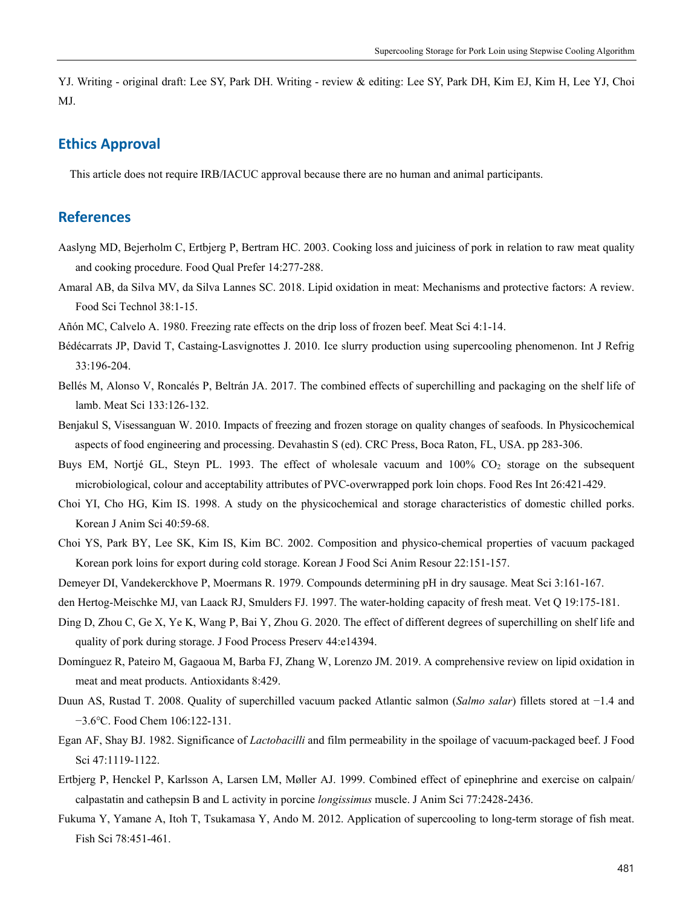YJ. Writing - original draft: Lee SY, Park DH. Writing - review & editing: Lee SY, Park DH, Kim EJ, Kim H, Lee YJ, Choi MJ.

## Ethics Approval

This article does not require IRB/IACUC approval because there are no human and animal participants.

## References

Aaslyng MD, Bejerholm C, Ertbjerg P, Bertram HC. 2003. Cooking loss and juiciness of pork in relation to raw meat quality and cooking procedure. Food Qual Prefer 14:277-288.

Amaral AB, da Silva MV, da Silva Lannes SC. 2018. Lipid oxidation in meat: Mechanisms and protective factors: A review. Food Sci Technol 38:1-15.

Añón MC, Calvelo A. 1980. Freezing rate effects on the drip loss of frozen beef. Meat Sci 4:1-14.

Bédécarrats JP, David T, Castaing-Lasvignottes J. 2010. Ice slurry production using supercooling phenomenon. Int J Refrig 33:196-204.

Bellés M, Alonso V, Roncalés P, Beltrán JA. 2017. The combined effects of superchilling and packaging on the shelf life of lamb. Meat Sci 133:126-132.

Benjakul S, Visessanguan W. 2010. Impacts of freezing and frozen storage on quality changes of seafoods. In Physicochemical aspects of food engineering and processing. Devahastin S (ed). CRC Press, Boca Raton, FL, USA. pp 283-306.

Buys EM, Nortjé GL, Steyn PL. 1993. The effect of wholesale vacuum and 100% $CO_2$ storage on the subsequent microbiological, colour and acceptability attributes of PVC-overwrapped pork loin chops. Food Res Int 26:421-429.

Choi YI, Cho HG, Kim IS. 1998. A study on the physicochemical and storage characteristics of domestic chilled porks. Korean J Anim Sci 40:59-68.

Choi YS, Park BY, Lee SK, Kim IS, Kim BC. 2002. Composition and physico-chemical properties of vacuum packaged Korean pork loins for export during cold storage. Korean J Food Sci Anim Resour 22:151-157.

Demeyer DI, Vandekerckhove P, Moermans R. 1979. Compounds determining pH in dry sausage. Meat Sci 3:161-167.

den Hertog-Meischke MJ, van Laack RJ, Smulders FJ. 1997. The water-holding capacity of fresh meat. Vet Q 19:175-181.

Ding D, Zhou C, Ge X, Ye K, Wang P, Bai Y, Zhou G. 2020. The effect of different degrees of superchilling on shelf life and quality of pork during storage. J Food Process Preserv 44:e14394.

Domínguez R, Pateiro M, Gagaoua M, Barba FJ, Zhang W, Lorenzo JM. 2019. A comprehensive review on lipid oxidation in meat and meat products. Antioxidants 8:429.

Duun AS, Rustad T. 2008. Quality of superchilled vacuum packed Atlantic salmon (*Salmo salar*) fillets stored at −1.4 and −3.6℃. Food Chem 106:122-131.

Egan AF, Shay BJ. 1982. Significance of *Lactobacilli* and film permeability in the spoilage of vacuum-packaged beef. J Food Sci 47:1119-1122.

Ertbjerg P, Henckel P, Karlsson A, Larsen LM, Møller AJ. 1999. Combined effect of epinephrine and exercise on calpain/calpastatin and cathepsin B and L activity in porcine *longissimus* muscle. J Anim Sci 77:2428-2436.

Fukuma Y, Yamane A, Itoh T, Tsukamasa Y, Ando M. 2012. Application of supercooling to long-term storage of fish meat. Fish Sci 78:451-461.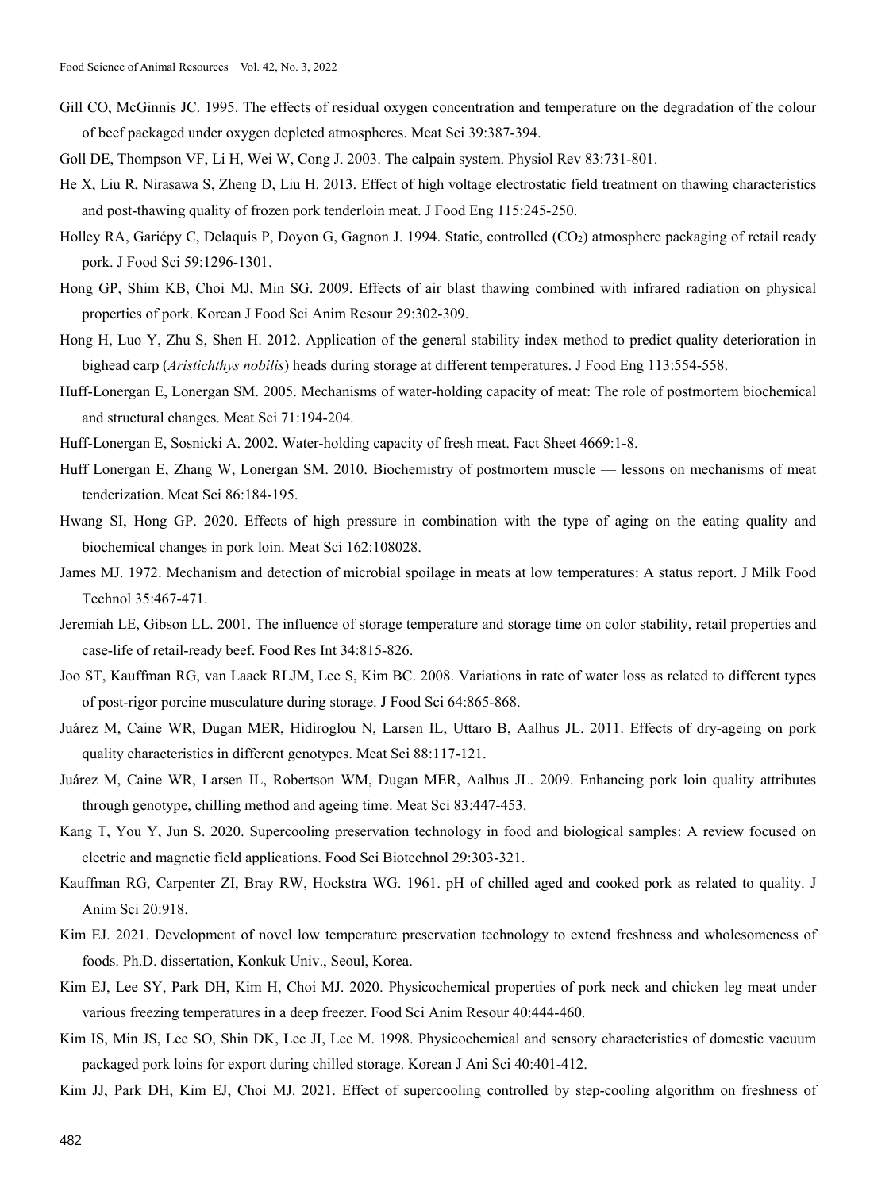Gill CO, McGinnis JC. 1995. The effects of residual oxygen concentration and temperature on the degradation of the colour of beef packaged under oxygen depleted atmospheres. Meat Sci 39:387-394.

Goll DE, Thompson VF, Li H, Wei W, Cong J. 2003. The calpain system. Physiol Rev 83:731-801.

He X, Liu R, Nirasawa S, Zheng D, Liu H. 2013. Effect of high voltage electrostatic field treatment on thawing characteristics and post-thawing quality of frozen pork tenderloin meat. J Food Eng 115:245-250.

Holley RA, Gariépy C, Delaquis P, Doyon G, Gagnon J. 1994. Static, controlled ($CO_2$) atmosphere packaging of retail ready pork. J Food Sci 59:1296-1301.

Hong GP, Shim KB, Choi MJ, Min SG. 2009. Effects of air blast thawing combined with infrared radiation on physical properties of pork. Korean J Food Sci Anim Resour 29:302-309.

Hong H, Luo Y, Zhu S, Shen H. 2012. Application of the general stability index method to predict quality deterioration in bighead carp (*Aristichthys nobilis*) heads during storage at different temperatures. J Food Eng 113:554-558.

Huff-Lonergan E, Lonergan SM. 2005. Mechanisms of water-holding capacity of meat: The role of postmortem biochemical and structural changes. Meat Sci 71:194-204.

Huff-Lonergan E, Sosnicki A. 2002. Water-holding capacity of fresh meat. Fact Sheet 4669:1-8.

Huff Lonergan E, Zhang W, Lonergan SM. 2010. Biochemistry of postmortem muscle — lessons on mechanisms of meat tenderization. Meat Sci 86:184-195.

Hwang SI, Hong GP. 2020. Effects of high pressure in combination with the type of aging on the eating quality and biochemical changes in pork loin. Meat Sci 162:108028.

James MJ. 1972. Mechanism and detection of microbial spoilage in meats at low temperatures: A status report. J Milk Food Technol 35:467-471.

Jeremiah LE, Gibson LL. 2001. The influence of storage temperature and storage time on color stability, retail properties and case-life of retail-ready beef. Food Res Int 34:815-826.

Joo ST, Kauffman RG, van Laack RLJM, Lee S, Kim BC. 2008. Variations in rate of water loss as related to different types of post-rigor porcine musculature during storage. J Food Sci 64:865-868.

Juárez M, Caine WR, Dugan MER, Hidiroglou N, Larsen IL, Uttaro B, Aalhus JL. 2011. Effects of dry-ageing on pork quality characteristics in different genotypes. Meat Sci 88:117-121.

Juárez M, Caine WR, Larsen IL, Robertson WM, Dugan MER, Aalhus JL. 2009. Enhancing pork loin quality attributes through genotype, chilling method and ageing time. Meat Sci 83:447-453.

Kang T, You Y, Jun S. 2020. Supercooling preservation technology in food and biological samples: A review focused on electric and magnetic field applications. Food Sci Biotechnol 29:303-321.

Kauffman RG, Carpenter ZI, Bray RW, Hockstra WG. 1961. pH of chilled aged and cooked pork as related to quality. J Anim Sci 20:918.

Kim EJ. 2021. Development of novel low temperature preservation technology to extend freshness and wholesomeness of foods. Ph.D. dissertation, Konkuk Univ., Seoul, Korea.

Kim EJ, Lee SY, Park DH, Kim H, Choi MJ. 2020. Physicochemical properties of pork neck and chicken leg meat under various freezing temperatures in a deep freezer. Food Sci Anim Resour 40:444-460.

Kim IS, Min JS, Lee SO, Shin DK, Lee JI, Lee M. 1998. Physicochemical and sensory characteristics of domestic vacuum packaged pork loins for export during chilled storage. Korean J Ani Sci 40:401-412.

Kim JJ, Park DH, Kim EJ, Choi MJ. 2021. Effect of supercooling controlled by step-cooling algorithm on freshness of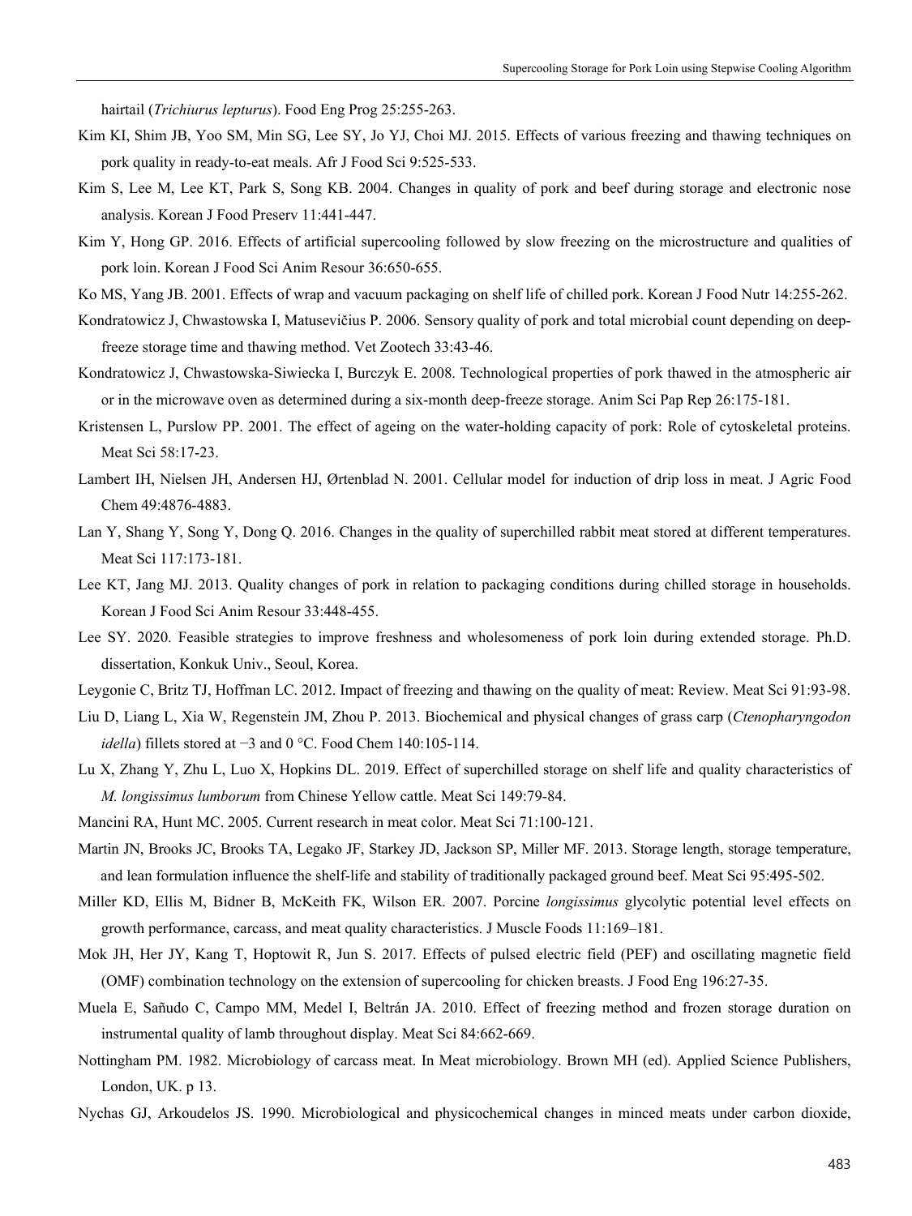hairtail (*Trichiurus lepturus*). Food Eng Prog 25:255-263.

Kim KI, Shim JB, Yoo SM, Min SG, Lee SY, Jo YJ, Choi MJ. 2015. Effects of various freezing and thawing techniques on pork quality in ready-to-eat meals. Afr J Food Sci 9:525-533.

Kim S, Lee M, Lee KT, Park S, Song KB. 2004. Changes in quality of pork and beef during storage and electronic nose analysis. Korean J Food Preserv 11:441-447.

Kim Y, Hong GP. 2016. Effects of artificial supercooling followed by slow freezing on the microstructure and qualities of pork loin. Korean J Food Sci Anim Resour 36:650-655.

Ko MS, Yang JB. 2001. Effects of wrap and vacuum packaging on shelf life of chilled pork. Korean J Food Nutr 14:255-262.

Kondratowicz J, Chwastowska I, Matusevičius P. 2006. Sensory quality of pork and total microbial count depending on deep-freeze storage time and thawing method. Vet Zootech 33:43-46.

Kondratowicz J, Chwastowska-Siwiecka I, Burczyk E. 2008. Technological properties of pork thawed in the atmospheric air or in the microwave oven as determined during a six-month deep-freeze storage. Anim Sci Pap Rep 26:175-181.

Kristensen L, Purslow PP. 2001. The effect of ageing on the water-holding capacity of pork: Role of cytoskeletal proteins. Meat Sci 58:17-23.

Lambert IH, Nielsen JH, Andersen HJ, Ørtenblad N. 2001. Cellular model for induction of drip loss in meat. J Agric Food Chem 49:4876-4883.

Lan Y, Shang Y, Song Y, Dong Q. 2016. Changes in the quality of superchilled rabbit meat stored at different temperatures. Meat Sci 117:173-181.

Lee KT, Jang MJ. 2013. Quality changes of pork in relation to packaging conditions during chilled storage in households. Korean J Food Sci Anim Resour 33:448-455.

Lee SY. 2020. Feasible strategies to improve freshness and wholesomeness of pork loin during extended storage. Ph.D. dissertation, Konkuk Univ., Seoul, Korea.

Leygonie C, Britz TJ, Hoffman LC. 2012. Impact of freezing and thawing on the quality of meat: Review. Meat Sci 91:93-98.

Liu D, Liang L, Xia W, Regenstein JM, Zhou P. 2013. Biochemical and physical changes of grass carp (*Ctenopharyngodon idella*) fillets stored at −3 and 0 °C. Food Chem 140:105-114.

Lu X, Zhang Y, Zhu L, Luo X, Hopkins DL. 2019. Effect of superchilled storage on shelf life and quality characteristics of *M. longissimus lumborum* from Chinese Yellow cattle. Meat Sci 149:79-84.

Mancini RA, Hunt MC. 2005. Current research in meat color. Meat Sci 71:100-121.

Martin JN, Brooks JC, Brooks TA, Legako JF, Starkey JD, Jackson SP, Miller MF. 2013. Storage length, storage temperature, and lean formulation influence the shelf-life and stability of traditionally packaged ground beef. Meat Sci 95:495-502.

Miller KD, Ellis M, Bidner B, McKeith FK, Wilson ER. 2007. Porcine *longissimus* glycolytic potential level effects on growth performance, carcass, and meat quality characteristics. J Muscle Foods 11:169–181.

Mok JH, Her JY, Kang T, Hoptowit R, Jun S. 2017. Effects of pulsed electric field (PEF) and oscillating magnetic field (OMF) combination technology on the extension of supercooling for chicken breasts. J Food Eng 196:27-35.

Muela E, Sañudo C, Campo MM, Medel I, Beltrán JA. 2010. Effect of freezing method and frozen storage duration on instrumental quality of lamb throughout display. Meat Sci 84:662-669.

Nottingham PM. 1982. Microbiology of carcass meat. In Meat microbiology. Brown MH (ed). Applied Science Publishers, London, UK. p 13.

Nychas GJ, Arkoudelos JS. 1990. Microbiological and physicochemical changes in minced meats under carbon dioxide,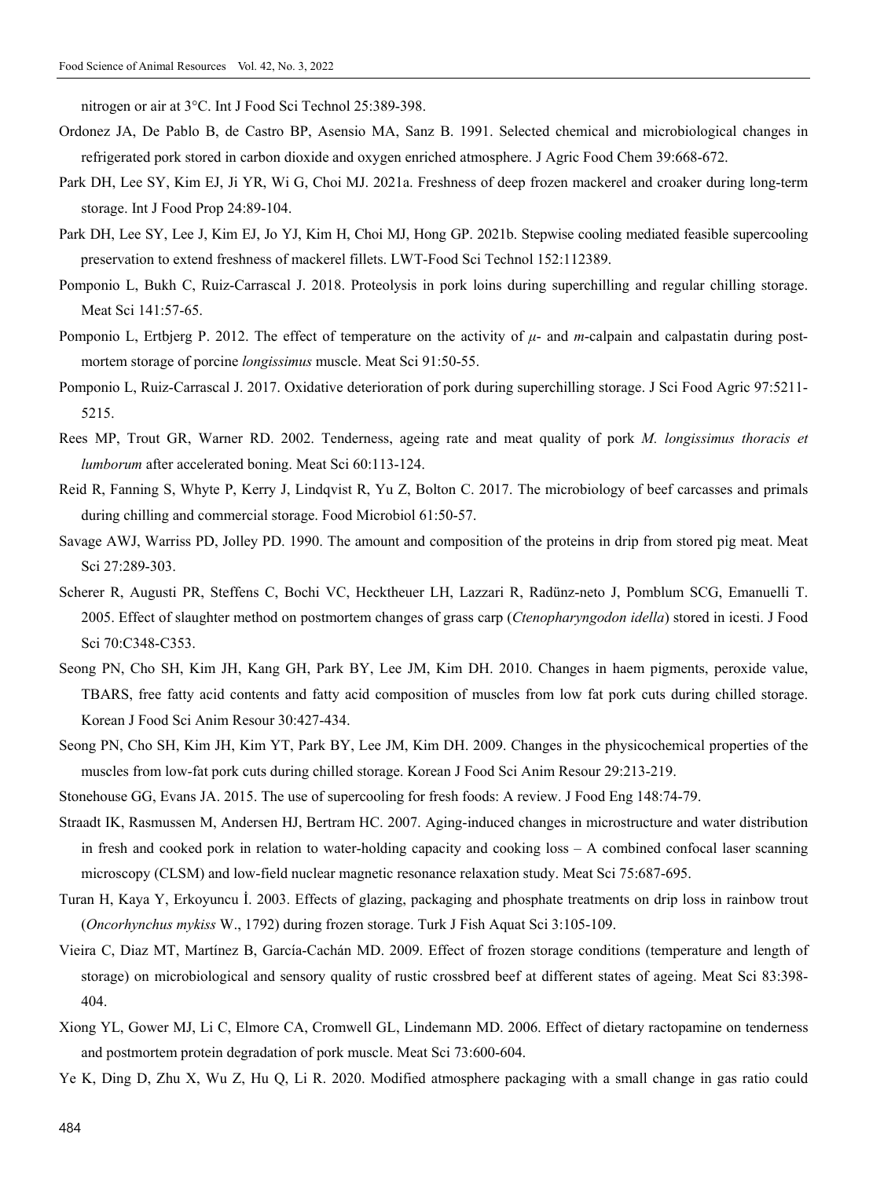nitrogen or air at 3°C. Int J Food Sci Technol 25:389-398.

Ordonez JA, De Pablo B, de Castro BP, Asensio MA, Sanz B. 1991. Selected chemical and microbiological changes in refrigerated pork stored in carbon dioxide and oxygen enriched atmosphere. J Agric Food Chem 39:668-672.

Park DH, Lee SY, Kim EJ, Ji YR, Wi G, Choi MJ. 2021a. Freshness of deep frozen mackerel and croaker during long-term storage. Int J Food Prop 24:89-104.

Park DH, Lee SY, Lee J, Kim EJ, Jo YJ, Kim H, Choi MJ, Hong GP. 2021b. Stepwise cooling mediated feasible supercooling preservation to extend freshness of mackerel fillets. LWT-Food Sci Technol 152:112389.

Pomponio L, Bukh C, Ruiz-Carrascal J. 2018. Proteolysis in pork loins during superchilling and regular chilling storage. Meat Sci 141:57-65.

Pomponio L, Ertbjerg P. 2012. The effect of temperature on the activity of *μ*- and *m*-calpain and calpastatin during post-mortem storage of porcine *longissimus* muscle. Meat Sci 91:50-55.

Pomponio L, Ruiz-Carrascal J. 2017. Oxidative deterioration of pork during superchilling storage. J Sci Food Agric 97:5211-5215.

Rees MP, Trout GR, Warner RD. 2002. Tenderness, ageing rate and meat quality of pork *M. longissimus thoracis et lumborum* after accelerated boning. Meat Sci 60:113-124.

Reid R, Fanning S, Whyte P, Kerry J, Lindqvist R, Yu Z, Bolton C. 2017. The microbiology of beef carcasses and primals during chilling and commercial storage. Food Microbiol 61:50-57.

Savage AWJ, Warriss PD, Jolley PD. 1990. The amount and composition of the proteins in drip from stored pig meat. Meat Sci 27:289-303.

Scherer R, Augusti PR, Steffens C, Bochi VC, Hecktheuer LH, Lazzari R, Radünz-neto J, Pomblum SCG, Emanuelli T. 2005. Effect of slaughter method on postmortem changes of grass carp (*Ctenopharyngodon idella*) stored in icesti. J Food Sci 70:C348-C353.

Seong PN, Cho SH, Kim JH, Kang GH, Park BY, Lee JM, Kim DH. 2010. Changes in haem pigments, peroxide value, TBARS, free fatty acid contents and fatty acid composition of muscles from low fat pork cuts during chilled storage. Korean J Food Sci Anim Resour 30:427-434.

Seong PN, Cho SH, Kim JH, Kim YT, Park BY, Lee JM, Kim DH. 2009. Changes in the physicochemical properties of the muscles from low-fat pork cuts during chilled storage. Korean J Food Sci Anim Resour 29:213-219.

Stonehouse GG, Evans JA. 2015. The use of supercooling for fresh foods: A review. J Food Eng 148:74-79.

Straadt IK, Rasmussen M, Andersen HJ, Bertram HC. 2007. Aging-induced changes in microstructure and water distribution in fresh and cooked pork in relation to water-holding capacity and cooking loss – A combined confocal laser scanning microscopy (CLSM) and low-field nuclear magnetic resonance relaxation study. Meat Sci 75:687-695.

Turan H, Kaya Y, Erkoyuncu İ. 2003. Effects of glazing, packaging and phosphate treatments on drip loss in rainbow trout (*Oncorhynchus mykiss* W., 1792) during frozen storage. Turk J Fish Aquat Sci 3:105-109.

Vieira C, Diaz MT, Martínez B, García-Cachán MD. 2009. Effect of frozen storage conditions (temperature and length of storage) on microbiological and sensory quality of rustic crossbred beef at different states of ageing. Meat Sci 83:398-404.

Xiong YL, Gower MJ, Li C, Elmore CA, Cromwell GL, Lindemann MD. 2006. Effect of dietary ractopamine on tenderness and postmortem protein degradation of pork muscle. Meat Sci 73:600-604.

Ye K, Ding D, Zhu X, Wu Z, Hu Q, Li R. 2020. Modified atmosphere packaging with a small change in gas ratio could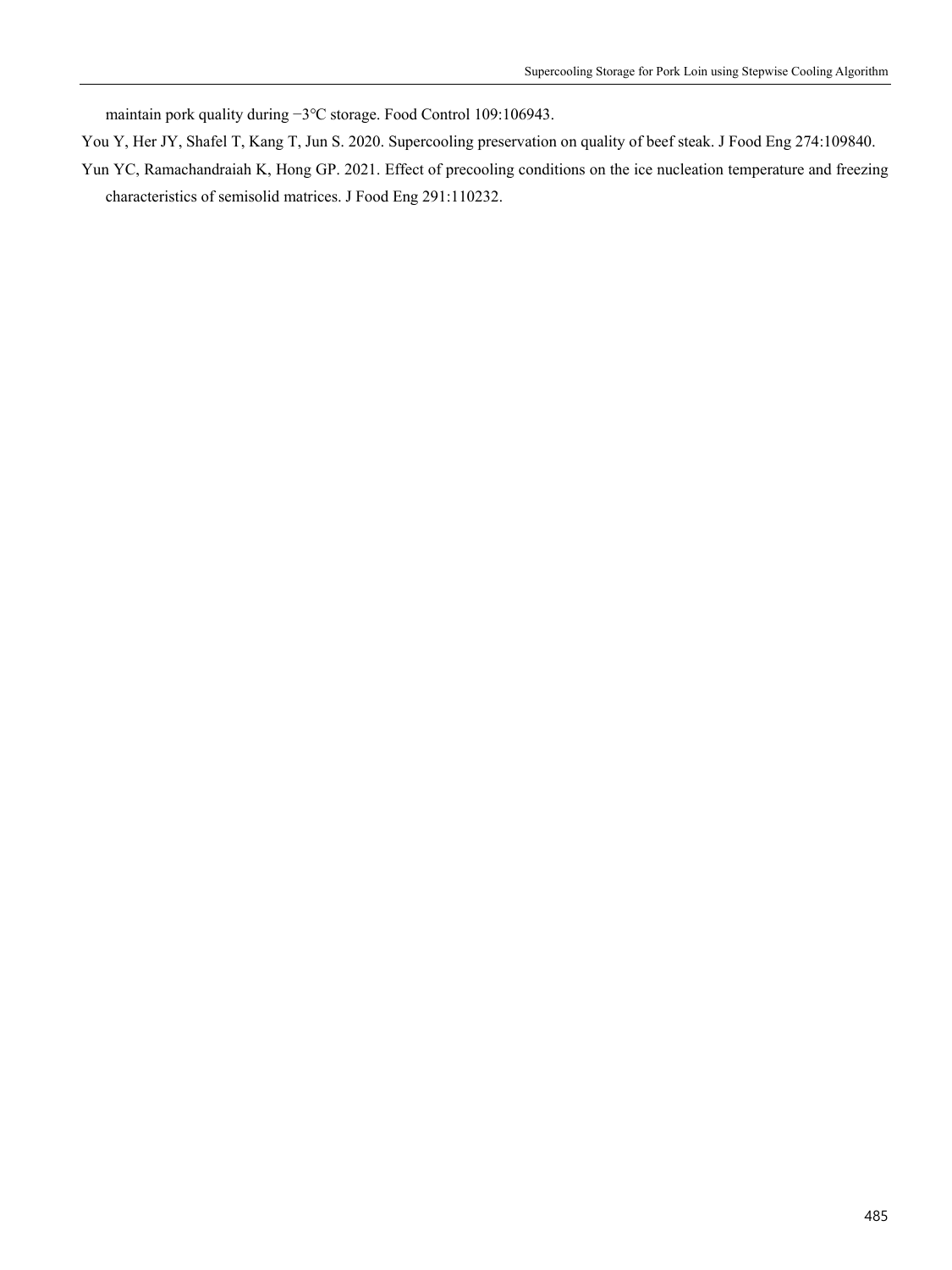maintain pork quality during −3°C storage. Food Control 109:106943.

You Y, Her JY, Shafel T, Kang T, Jun S. 2020. Supercooling preservation on quality of beef steak. J Food Eng 274:109840.

Yun YC, Ramachandraiah K, Hong GP. 2021. Effect of precooling conditions on the ice nucleation temperature and freezing characteristics of semisolid matrices. J Food Eng 291:110232.